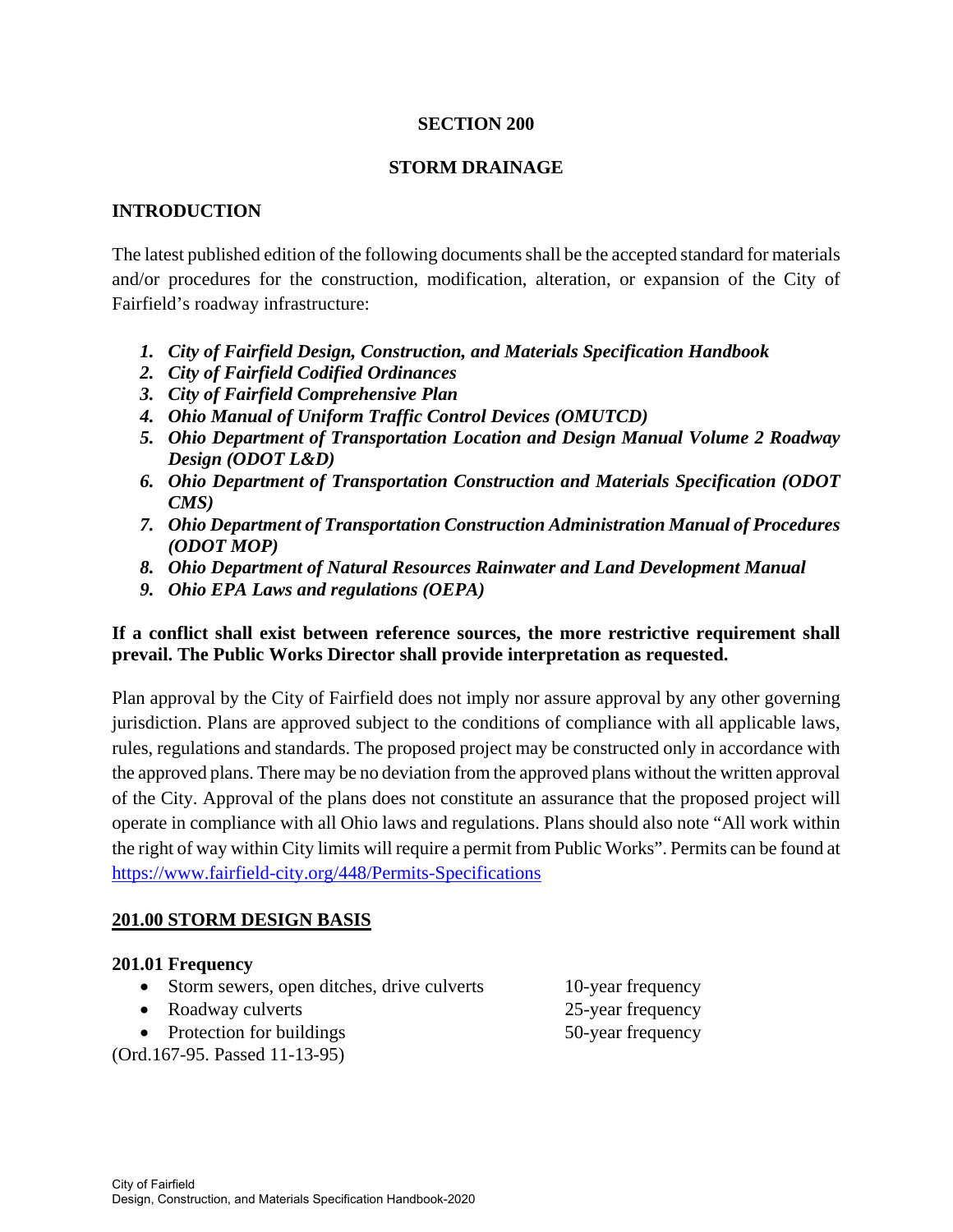# SECTION 200

# STORM DRAINAGE

## INTRODUCTION

The latest published edition of the following documents shall be the accepted standard for materials and/or procedures for the construction, modification, alteration, or expansion of the City of Fairfield's roadway infrastructure:

1. ***City of Fairfield Design, Construction, and Materials Specification Handbook***
2. ***City of Fairfield Codified Ordinances***
3. ***City of Fairfield Comprehensive Plan***
4. ***Ohio Manual of Uniform Traffic Control Devices (OMUTCD)***
5. ***Ohio Department of Transportation Location and Design Manual Volume 2 Roadway Design (ODOT L&D)***
6. ***Ohio Department of Transportation Construction and Materials Specification (ODOT CMS)***
7. ***Ohio Department of Transportation Construction Administration Manual of Procedures (ODOT MOP)***
8. ***Ohio Department of Natural Resources Rainwater and Land Development Manual***
9. ***Ohio EPA Laws and regulations (OEPA)***

**If a conflict shall exist between reference sources, the more restrictive requirement shall prevail. The Public Works Director shall provide interpretation as requested.**

Plan approval by the City of Fairfield does not imply nor assure approval by any other governing jurisdiction. Plans are approved subject to the conditions of compliance with all applicable laws, rules, regulations and standards. The proposed project may be constructed only in accordance with the approved plans. There may be no deviation from the approved plans without the written approval of the City. Approval of the plans does not constitute an assurance that the proposed project will operate in compliance with all Ohio laws and regulations. Plans should also note "All work within the right of way within City limits will require a permit from Public Works". Permits can be found at [https://www.fairfield-city.org/448/Permits-Specifications](https://www.fairfield-city.org/448/Permits-Specifications)

## 201.00 STORM DESIGN BASIS

### 201.01 Frequency

| | |
|---|---|
| • Storm sewers, open ditches, drive culverts | 10-year frequency |
| • Roadway culverts | 25-year frequency |
| • Protection for buildings | 50-year frequency |

(Ord.167-95. Passed 11-13-95)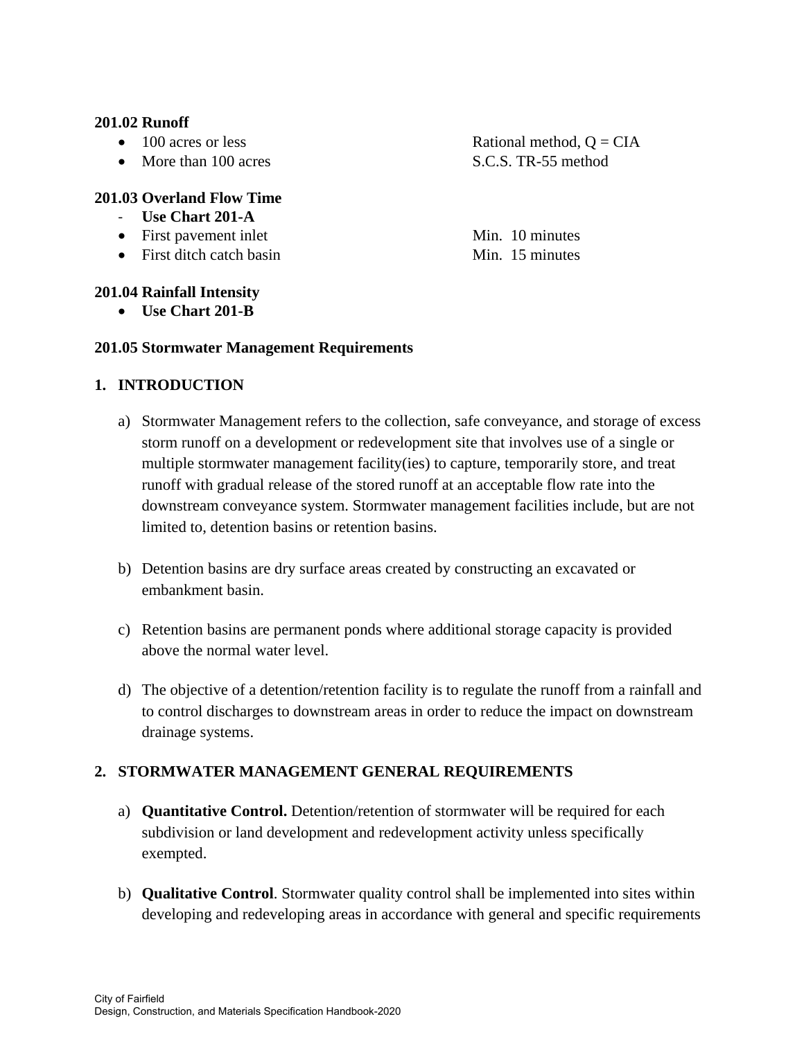**201.02 Runoff**

- 100 acres or less — Rational method, Q = CIA
- More than 100 acres — S.C.S. TR-55 method

**201.03 Overland Flow Time**

- **Use Chart 201-A**
- First pavement inlet — Min. 10 minutes
- First ditch catch basin — Min. 15 minutes

**201.04 Rainfall Intensity**

- **Use Chart 201-B**

**201.05 Stormwater Management Requirements**

**1. INTRODUCTION**

a) Stormwater Management refers to the collection, safe conveyance, and storage of excess storm runoff on a development or redevelopment site that involves use of a single or multiple stormwater management facility(ies) to capture, temporarily store, and treat runoff with gradual release of the stored runoff at an acceptable flow rate into the downstream conveyance system. Stormwater management facilities include, but are not limited to, detention basins or retention basins.

b) Detention basins are dry surface areas created by constructing an excavated or embankment basin.

c) Retention basins are permanent ponds where additional storage capacity is provided above the normal water level.

d) The objective of a detention/retention facility is to regulate the runoff from a rainfall and to control discharges to downstream areas in order to reduce the impact on downstream drainage systems.

**2. STORMWATER MANAGEMENT GENERAL REQUIREMENTS**

a) **Quantitative Control.** Detention/retention of stormwater will be required for each subdivision or land development and redevelopment activity unless specifically exempted.

b) **Qualitative Control**. Stormwater quality control shall be implemented into sites within developing and redeveloping areas in accordance with general and specific requirements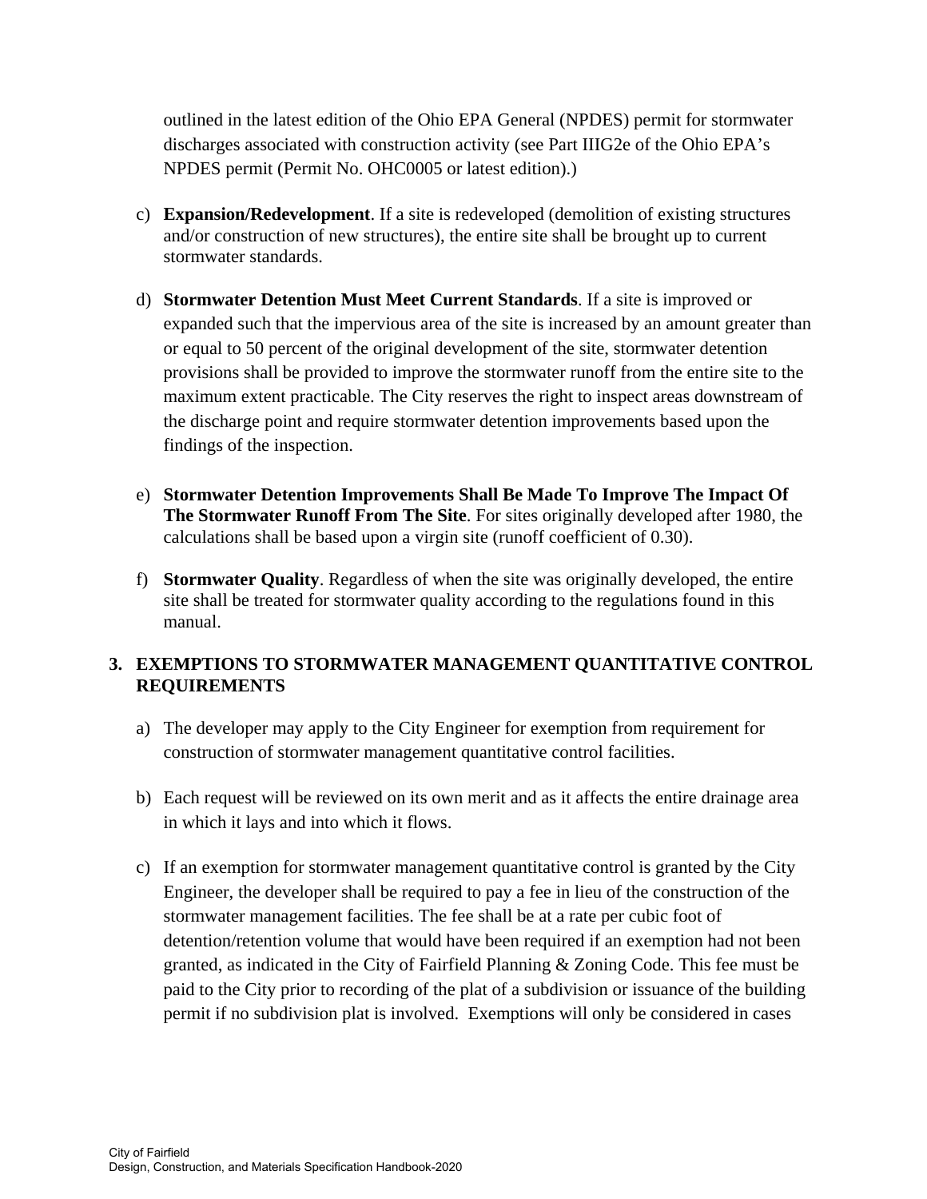outlined in the latest edition of the Ohio EPA General (NPDES) permit for stormwater discharges associated with construction activity (see Part IIIG2e of the Ohio EPA's NPDES permit (Permit No. OHC0005 or latest edition).)

c) **Expansion/Redevelopment**. If a site is redeveloped (demolition of existing structures and/or construction of new structures), the entire site shall be brought up to current stormwater standards.

d) **Stormwater Detention Must Meet Current Standards**. If a site is improved or expanded such that the impervious area of the site is increased by an amount greater than or equal to 50 percent of the original development of the site, stormwater detention provisions shall be provided to improve the stormwater runoff from the entire site to the maximum extent practicable. The City reserves the right to inspect areas downstream of the discharge point and require stormwater detention improvements based upon the findings of the inspection.

e) **Stormwater Detention Improvements Shall Be Made To Improve The Impact Of The Stormwater Runoff From The Site**. For sites originally developed after 1980, the calculations shall be based upon a virgin site (runoff coefficient of 0.30).

f) **Stormwater Quality**. Regardless of when the site was originally developed, the entire site shall be treated for stormwater quality according to the regulations found in this manual.

### 3. EXEMPTIONS TO STORMWATER MANAGEMENT QUANTITATIVE CONTROL REQUIREMENTS

a) The developer may apply to the City Engineer for exemption from requirement for construction of stormwater management quantitative control facilities.

b) Each request will be reviewed on its own merit and as it affects the entire drainage area in which it lays and into which it flows.

c) If an exemption for stormwater management quantitative control is granted by the City Engineer, the developer shall be required to pay a fee in lieu of the construction of the stormwater management facilities. The fee shall be at a rate per cubic foot of detention/retention volume that would have been required if an exemption had not been granted, as indicated in the City of Fairfield Planning & Zoning Code. This fee must be paid to the City prior to recording of the plat of a subdivision or issuance of the building permit if no subdivision plat is involved. Exemptions will only be considered in cases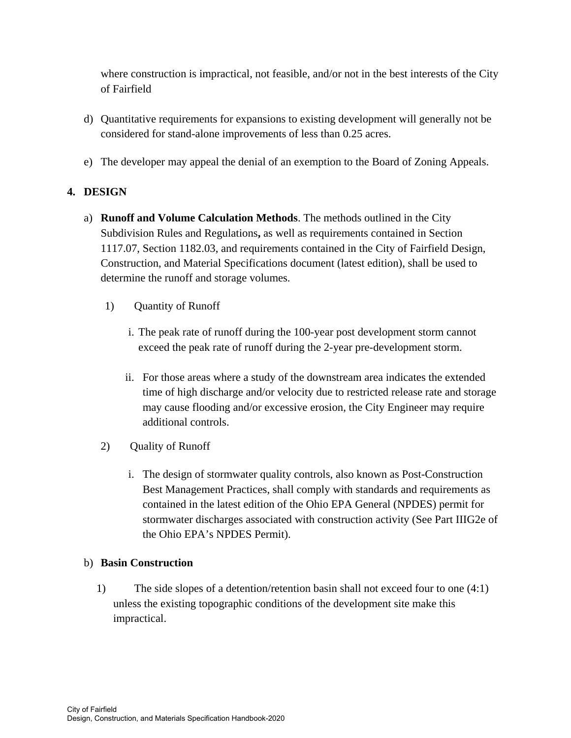where construction is impractical, not feasible, and/or not in the best interests of the City of Fairfield

d) Quantitative requirements for expansions to existing development will generally not be considered for stand-alone improvements of less than 0.25 acres.

e) The developer may appeal the denial of an exemption to the Board of Zoning Appeals.

**4. DESIGN**

a) **Runoff and Volume Calculation Methods**. The methods outlined in the City Subdivision Rules and Regulations**,** as well as requirements contained in Section 1117.07, Section 1182.03, and requirements contained in the City of Fairfield Design, Construction, and Material Specifications document (latest edition), shall be used to determine the runoff and storage volumes.

1) Quantity of Runoff

i. The peak rate of runoff during the 100-year post development storm cannot exceed the peak rate of runoff during the 2-year pre-development storm.

ii. For those areas where a study of the downstream area indicates the extended time of high discharge and/or velocity due to restricted release rate and storage may cause flooding and/or excessive erosion, the City Engineer may require additional controls.

2) Quality of Runoff

i. The design of stormwater quality controls, also known as Post-Construction Best Management Practices, shall comply with standards and requirements as contained in the latest edition of the Ohio EPA General (NPDES) permit for stormwater discharges associated with construction activity (See Part IIIG2e of the Ohio EPA's NPDES Permit).

b) **Basin Construction**

1) The side slopes of a detention/retention basin shall not exceed four to one (4:1) unless the existing topographic conditions of the development site make this impractical.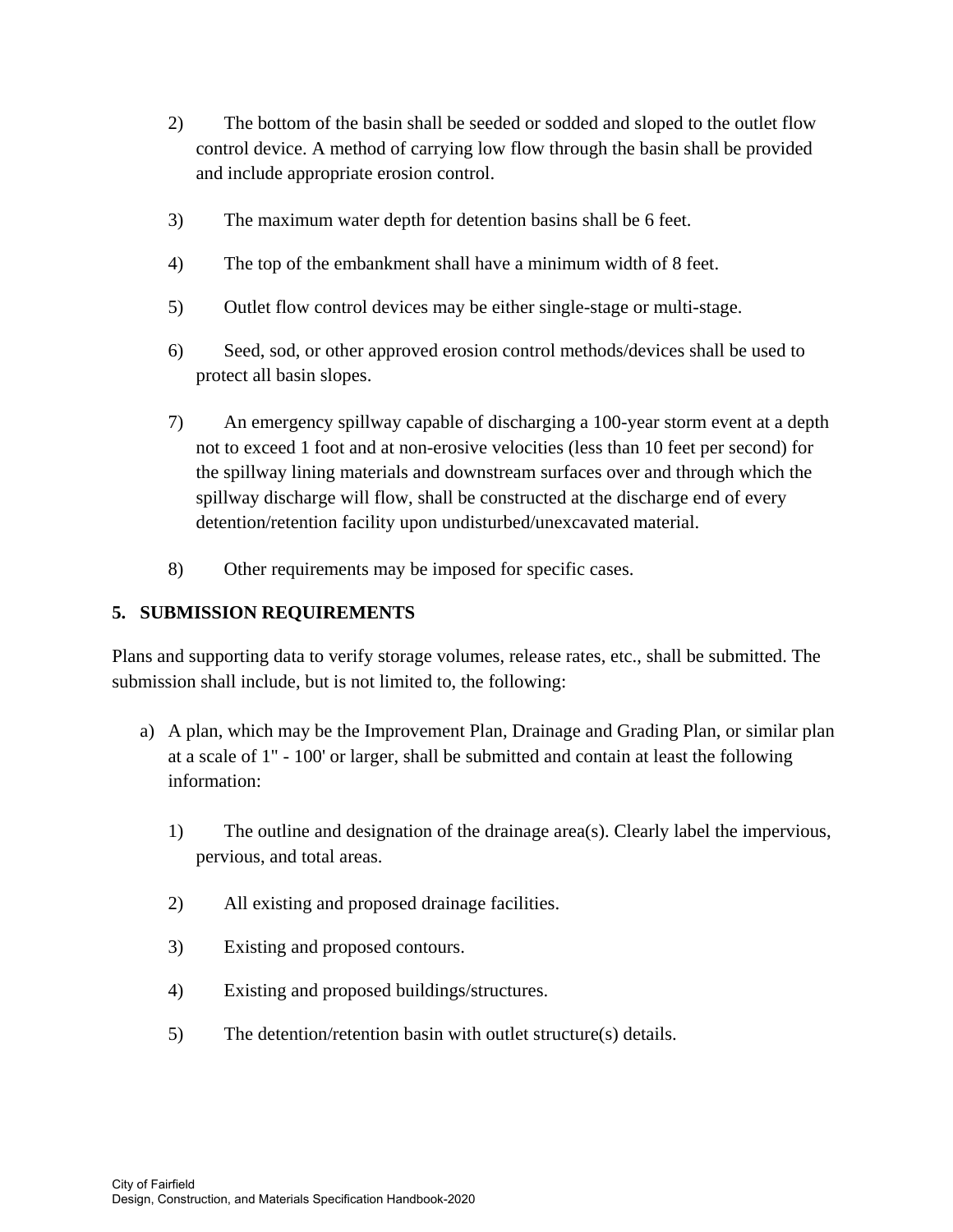2) The bottom of the basin shall be seeded or sodded and sloped to the outlet flow control device. A method of carrying low flow through the basin shall be provided and include appropriate erosion control.

3) The maximum water depth for detention basins shall be 6 feet.

4) The top of the embankment shall have a minimum width of 8 feet.

5) Outlet flow control devices may be either single-stage or multi-stage.

6) Seed, sod, or other approved erosion control methods/devices shall be used to protect all basin slopes.

7) An emergency spillway capable of discharging a 100-year storm event at a depth not to exceed 1 foot and at non-erosive velocities (less than 10 feet per second) for the spillway lining materials and downstream surfaces over and through which the spillway discharge will flow, shall be constructed at the discharge end of every detention/retention facility upon undisturbed/unexcavated material.

8) Other requirements may be imposed for specific cases.

## 5. SUBMISSION REQUIREMENTS

Plans and supporting data to verify storage volumes, release rates, etc., shall be submitted. The submission shall include, but is not limited to, the following:

a) A plan, which may be the Improvement Plan, Drainage and Grading Plan, or similar plan at a scale of 1" - 100' or larger, shall be submitted and contain at least the following information:

   1) The outline and designation of the drainage area(s). Clearly label the impervious, pervious, and total areas.

   2) All existing and proposed drainage facilities.

   3) Existing and proposed contours.

   4) Existing and proposed buildings/structures.

   5) The detention/retention basin with outlet structure(s) details.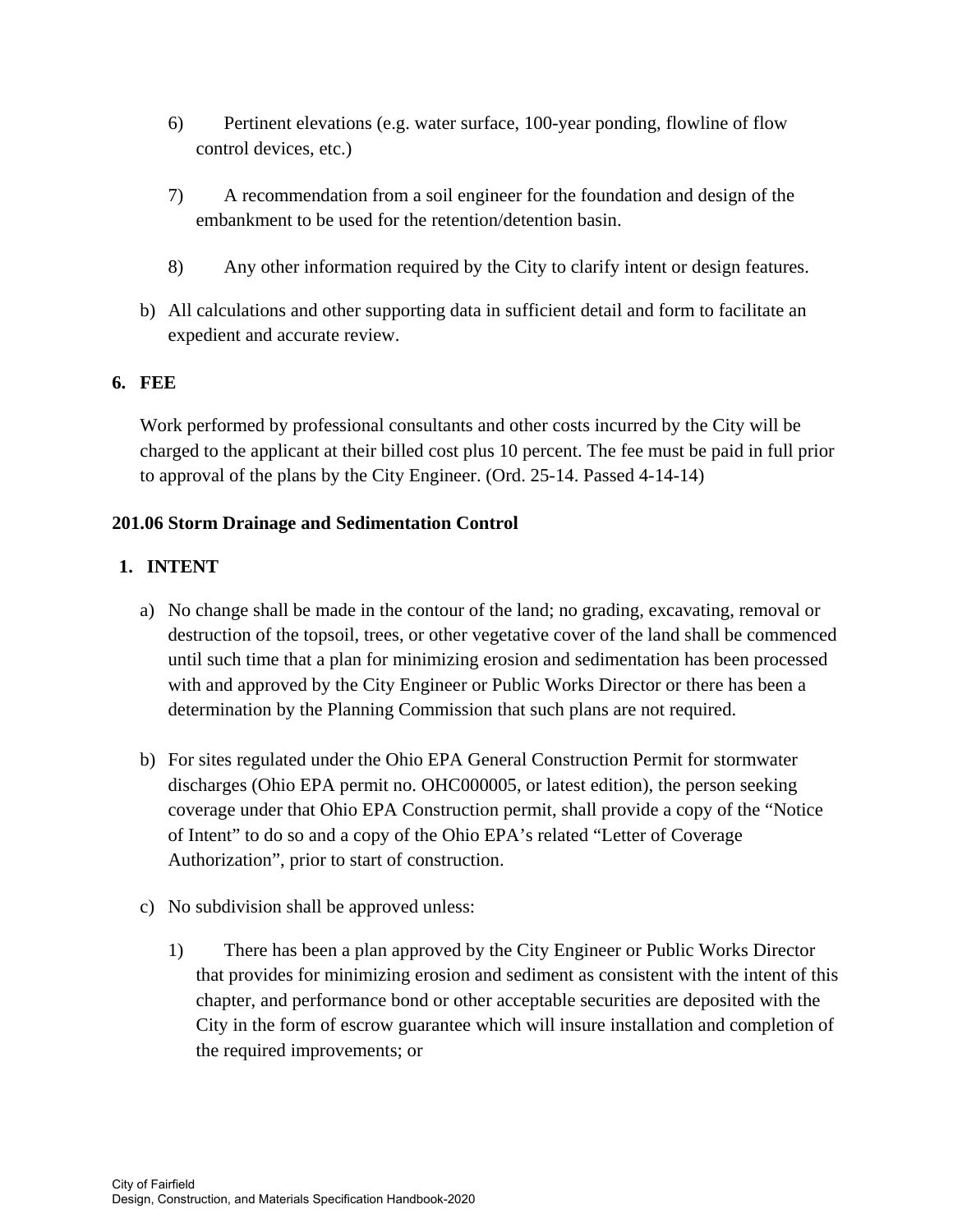6) Pertinent elevations (e.g. water surface, 100-year ponding, flowline of flow control devices, etc.)

7) A recommendation from a soil engineer for the foundation and design of the embankment to be used for the retention/detention basin.

8) Any other information required by the City to clarify intent or design features.

b) All calculations and other supporting data in sufficient detail and form to facilitate an expedient and accurate review.

**6. FEE**

Work performed by professional consultants and other costs incurred by the City will be charged to the applicant at their billed cost plus 10 percent. The fee must be paid in full prior to approval of the plans by the City Engineer. (Ord. 25-14. Passed 4-14-14)

**201.06 Storm Drainage and Sedimentation Control**

**1. INTENT**

a) No change shall be made in the contour of the land; no grading, excavating, removal or destruction of the topsoil, trees, or other vegetative cover of the land shall be commenced until such time that a plan for minimizing erosion and sedimentation has been processed with and approved by the City Engineer or Public Works Director or there has been a determination by the Planning Commission that such plans are not required.

b) For sites regulated under the Ohio EPA General Construction Permit for stormwater discharges (Ohio EPA permit no. OHC000005, or latest edition), the person seeking coverage under that Ohio EPA Construction permit, shall provide a copy of the "Notice of Intent" to do so and a copy of the Ohio EPA's related "Letter of Coverage Authorization", prior to start of construction.

c) No subdivision shall be approved unless:

1) There has been a plan approved by the City Engineer or Public Works Director that provides for minimizing erosion and sediment as consistent with the intent of this chapter, and performance bond or other acceptable securities are deposited with the City in the form of escrow guarantee which will insure installation and completion of the required improvements; or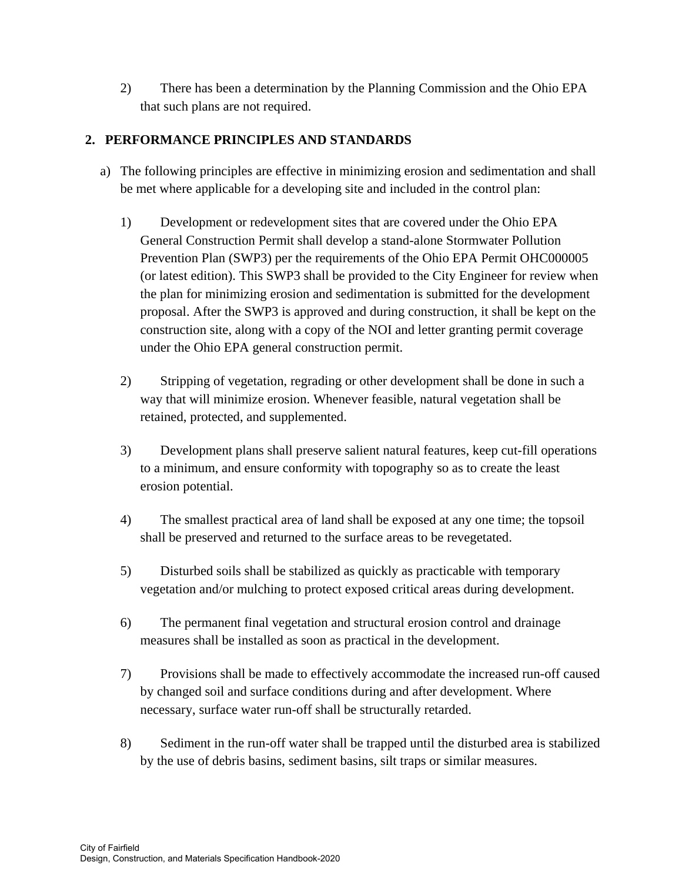2) There has been a determination by the Planning Commission and the Ohio EPA that such plans are not required.

## 2. PERFORMANCE PRINCIPLES AND STANDARDS

a) The following principles are effective in minimizing erosion and sedimentation and shall be met where applicable for a developing site and included in the control plan:

   1) Development or redevelopment sites that are covered under the Ohio EPA General Construction Permit shall develop a stand-alone Stormwater Pollution Prevention Plan (SWP3) per the requirements of the Ohio EPA Permit OHC000005 (or latest edition). This SWP3 shall be provided to the City Engineer for review when the plan for minimizing erosion and sedimentation is submitted for the development proposal. After the SWP3 is approved and during construction, it shall be kept on the construction site, along with a copy of the NOI and letter granting permit coverage under the Ohio EPA general construction permit.

   2) Stripping of vegetation, regrading or other development shall be done in such a way that will minimize erosion. Whenever feasible, natural vegetation shall be retained, protected, and supplemented.

   3) Development plans shall preserve salient natural features, keep cut-fill operations to a minimum, and ensure conformity with topography so as to create the least erosion potential.

   4) The smallest practical area of land shall be exposed at any one time; the topsoil shall be preserved and returned to the surface areas to be revegetated.

   5) Disturbed soils shall be stabilized as quickly as practicable with temporary vegetation and/or mulching to protect exposed critical areas during development.

   6) The permanent final vegetation and structural erosion control and drainage measures shall be installed as soon as practical in the development.

   7) Provisions shall be made to effectively accommodate the increased run-off caused by changed soil and surface conditions during and after development. Where necessary, surface water run-off shall be structurally retarded.

   8) Sediment in the run-off water shall be trapped until the disturbed area is stabilized by the use of debris basins, sediment basins, silt traps or similar measures.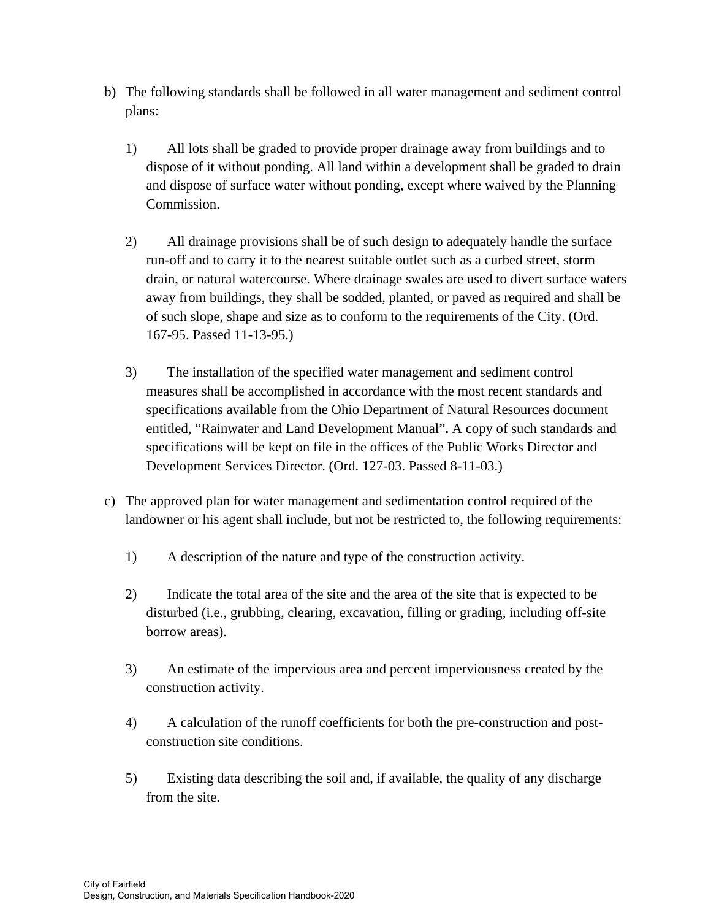b) The following standards shall be followed in all water management and sediment control plans:

   1) All lots shall be graded to provide proper drainage away from buildings and to dispose of it without ponding. All land within a development shall be graded to drain and dispose of surface water without ponding, except where waived by the Planning Commission.

   2) All drainage provisions shall be of such design to adequately handle the surface run-off and to carry it to the nearest suitable outlet such as a curbed street, storm drain, or natural watercourse. Where drainage swales are used to divert surface waters away from buildings, they shall be sodded, planted, or paved as required and shall be of such slope, shape and size as to conform to the requirements of the City. (Ord. 167-95. Passed 11-13-95.)

   3) The installation of the specified water management and sediment control measures shall be accomplished in accordance with the most recent standards and specifications available from the Ohio Department of Natural Resources document entitled, "Rainwater and Land Development Manual"**.** A copy of such standards and specifications will be kept on file in the offices of the Public Works Director and Development Services Director. (Ord. 127-03. Passed 8-11-03.)

c) The approved plan for water management and sedimentation control required of the landowner or his agent shall include, but not be restricted to, the following requirements:

   1) A description of the nature and type of the construction activity.

   2) Indicate the total area of the site and the area of the site that is expected to be disturbed (i.e., grubbing, clearing, excavation, filling or grading, including off-site borrow areas).

   3) An estimate of the impervious area and percent imperviousness created by the construction activity.

   4) A calculation of the runoff coefficients for both the pre-construction and post-construction site conditions.

   5) Existing data describing the soil and, if available, the quality of any discharge from the site.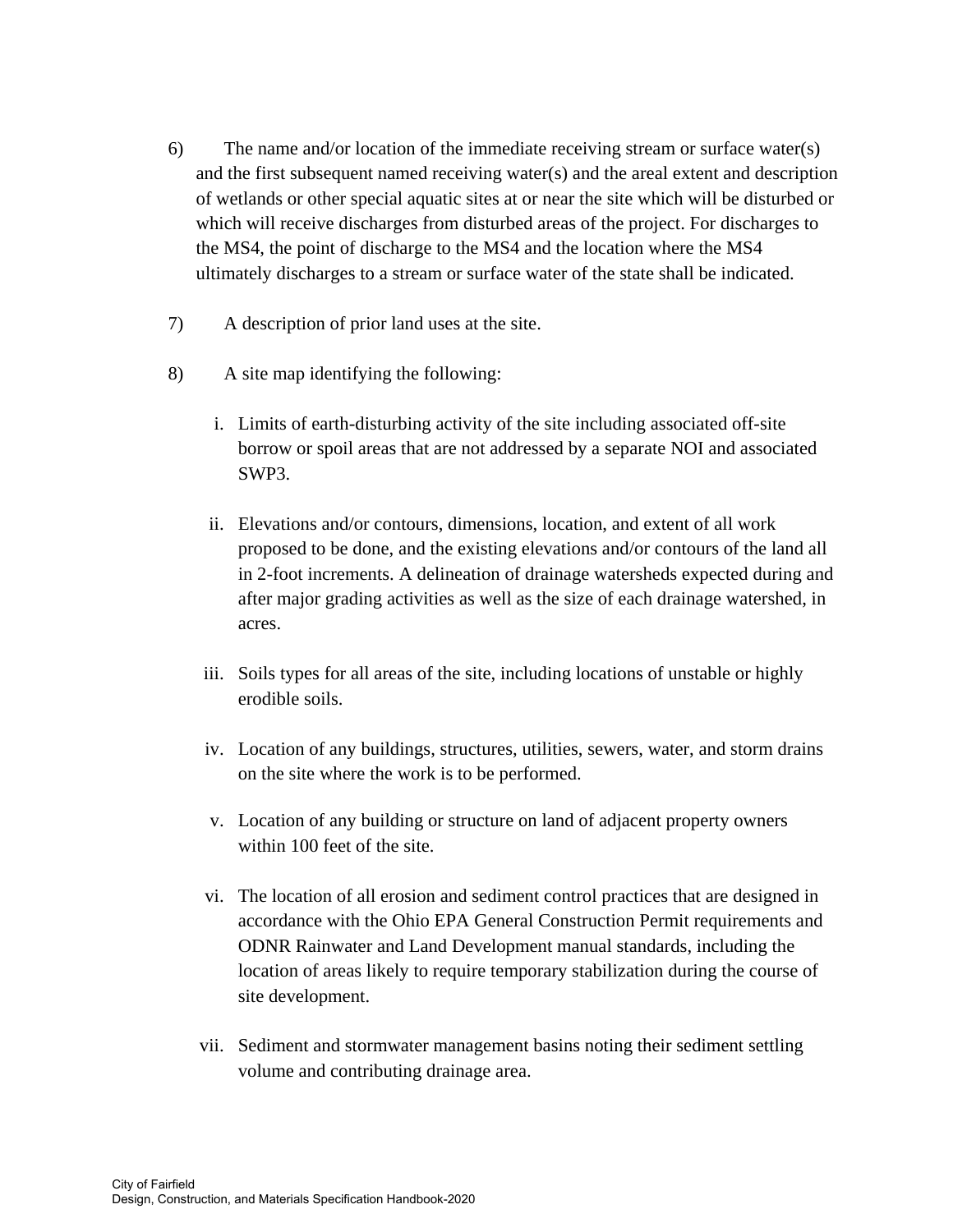6) The name and/or location of the immediate receiving stream or surface water(s) and the first subsequent named receiving water(s) and the areal extent and description of wetlands or other special aquatic sites at or near the site which will be disturbed or which will receive discharges from disturbed areas of the project. For discharges to the MS4, the point of discharge to the MS4 and the location where the MS4 ultimately discharges to a stream or surface water of the state shall be indicated.

7) A description of prior land uses at the site.

8) A site map identifying the following:

   i. Limits of earth-disturbing activity of the site including associated off-site borrow or spoil areas that are not addressed by a separate NOI and associated SWP3.

   ii. Elevations and/or contours, dimensions, location, and extent of all work proposed to be done, and the existing elevations and/or contours of the land all in 2-foot increments. A delineation of drainage watersheds expected during and after major grading activities as well as the size of each drainage watershed, in acres.

   iii. Soils types for all areas of the site, including locations of unstable or highly erodible soils.

   iv. Location of any buildings, structures, utilities, sewers, water, and storm drains on the site where the work is to be performed.

   v. Location of any building or structure on land of adjacent property owners within 100 feet of the site.

   vi. The location of all erosion and sediment control practices that are designed in accordance with the Ohio EPA General Construction Permit requirements and ODNR Rainwater and Land Development manual standards, including the location of areas likely to require temporary stabilization during the course of site development.

   vii. Sediment and stormwater management basins noting their sediment settling volume and contributing drainage area.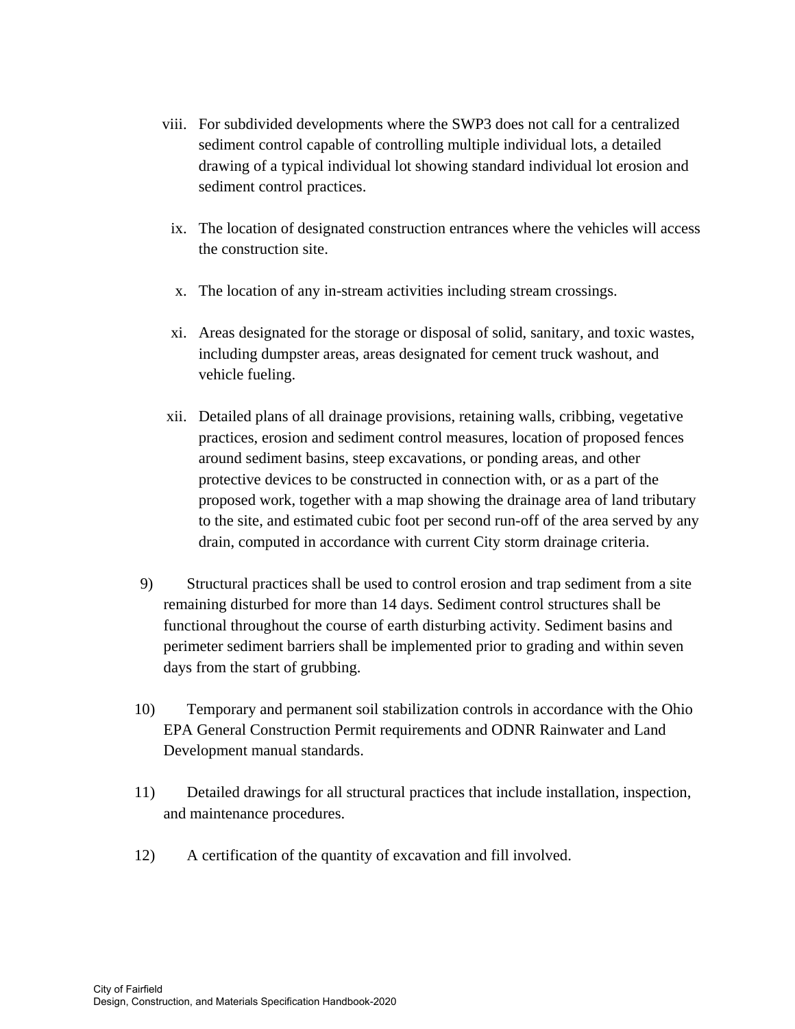viii. For subdivided developments where the SWP3 does not call for a centralized sediment control capable of controlling multiple individual lots, a detailed drawing of a typical individual lot showing standard individual lot erosion and sediment control practices.

ix. The location of designated construction entrances where the vehicles will access the construction site.

x. The location of any in-stream activities including stream crossings.

xi. Areas designated for the storage or disposal of solid, sanitary, and toxic wastes, including dumpster areas, areas designated for cement truck washout, and vehicle fueling.

xii. Detailed plans of all drainage provisions, retaining walls, cribbing, vegetative practices, erosion and sediment control measures, location of proposed fences around sediment basins, steep excavations, or ponding areas, and other protective devices to be constructed in connection with, or as a part of the proposed work, together with a map showing the drainage area of land tributary to the site, and estimated cubic foot per second run-off of the area served by any drain, computed in accordance with current City storm drainage criteria.

9) Structural practices shall be used to control erosion and trap sediment from a site remaining disturbed for more than 14 days. Sediment control structures shall be functional throughout the course of earth disturbing activity. Sediment basins and perimeter sediment barriers shall be implemented prior to grading and within seven days from the start of grubbing.

10) Temporary and permanent soil stabilization controls in accordance with the Ohio EPA General Construction Permit requirements and ODNR Rainwater and Land Development manual standards.

11) Detailed drawings for all structural practices that include installation, inspection, and maintenance procedures.

12) A certification of the quantity of excavation and fill involved.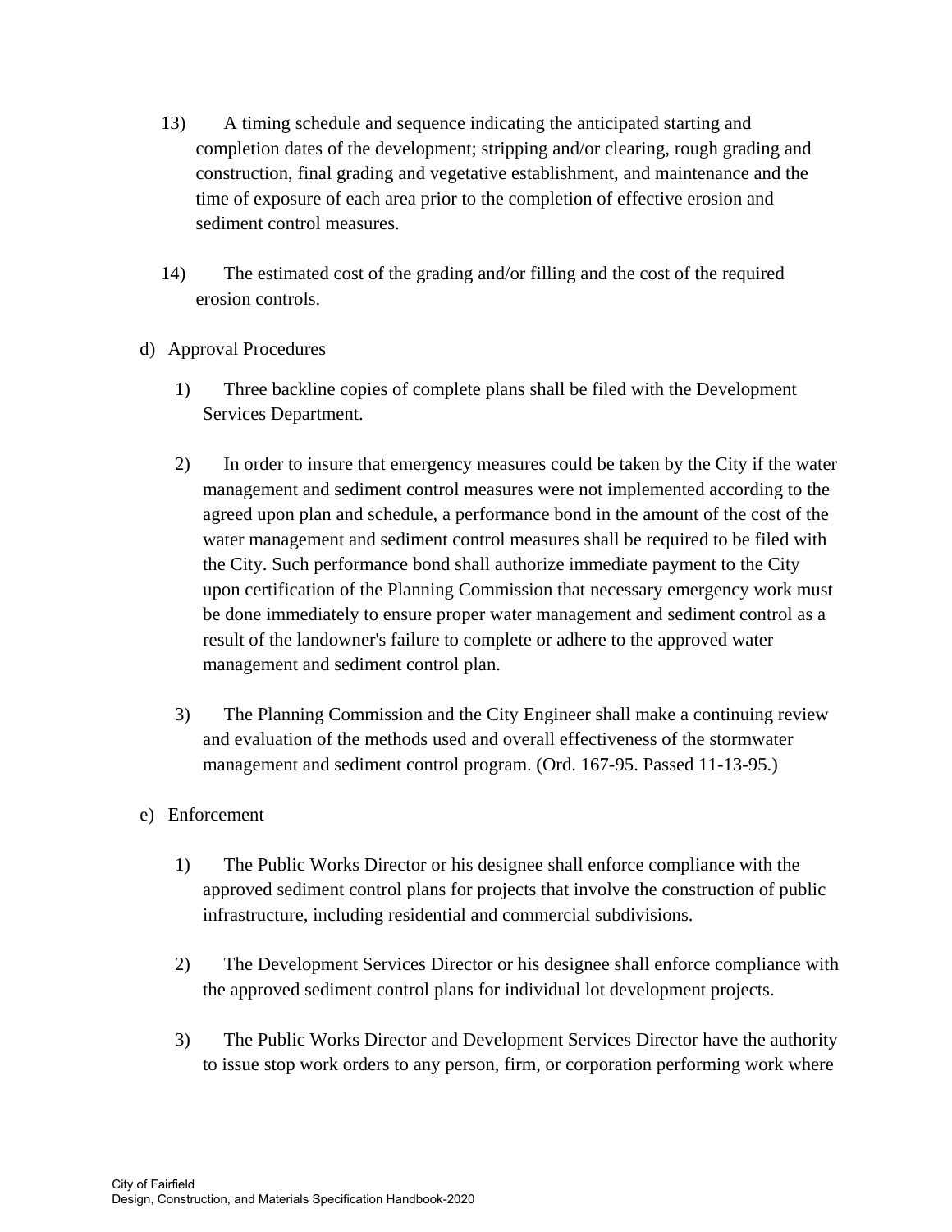13) A timing schedule and sequence indicating the anticipated starting and completion dates of the development; stripping and/or clearing, rough grading and construction, final grading and vegetative establishment, and maintenance and the time of exposure of each area prior to the completion of effective erosion and sediment control measures.

14) The estimated cost of the grading and/or filling and the cost of the required erosion controls.

d) Approval Procedures

1) Three backline copies of complete plans shall be filed with the Development Services Department.

2) In order to insure that emergency measures could be taken by the City if the water management and sediment control measures were not implemented according to the agreed upon plan and schedule, a performance bond in the amount of the cost of the water management and sediment control measures shall be required to be filed with the City. Such performance bond shall authorize immediate payment to the City upon certification of the Planning Commission that necessary emergency work must be done immediately to ensure proper water management and sediment control as a result of the landowner's failure to complete or adhere to the approved water management and sediment control plan.

3) The Planning Commission and the City Engineer shall make a continuing review and evaluation of the methods used and overall effectiveness of the stormwater management and sediment control program. (Ord. 167-95. Passed 11-13-95.)

e) Enforcement

1) The Public Works Director or his designee shall enforce compliance with the approved sediment control plans for projects that involve the construction of public infrastructure, including residential and commercial subdivisions.

2) The Development Services Director or his designee shall enforce compliance with the approved sediment control plans for individual lot development projects.

3) The Public Works Director and Development Services Director have the authority to issue stop work orders to any person, firm, or corporation performing work where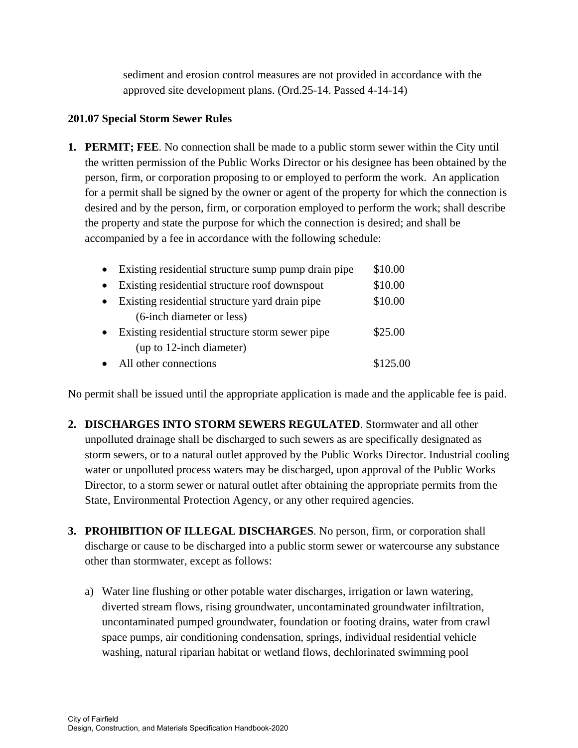sediment and erosion control measures are not provided in accordance with the approved site development plans. (Ord.25-14. Passed 4-14-14)

**201.07 Special Storm Sewer Rules**

1. **PERMIT; FEE**. No connection shall be made to a public storm sewer within the City until the written permission of the Public Works Director or his designee has been obtained by the person, firm, or corporation proposing to or employed to perform the work. An application for a permit shall be signed by the owner or agent of the property for which the connection is desired and by the person, firm, or corporation employed to perform the work; shall describe the property and state the purpose for which the connection is desired; and shall be accompanied by a fee in accordance with the following schedule:

   - Existing residential structure sump pump drain pipe $10.00
   - Existing residential structure roof downspout $10.00
   - Existing residential structure yard drain pipe (6-inch diameter or less) $10.00
   - Existing residential structure storm sewer pipe (up to 12-inch diameter) $25.00
   - All other connections $125.00

No permit shall be issued until the appropriate application is made and the applicable fee is paid.

2. **DISCHARGES INTO STORM SEWERS REGULATED**. Stormwater and all other unpolluted drainage shall be discharged to such sewers as are specifically designated as storm sewers, or to a natural outlet approved by the Public Works Director. Industrial cooling water or unpolluted process waters may be discharged, upon approval of the Public Works Director, to a storm sewer or natural outlet after obtaining the appropriate permits from the State, Environmental Protection Agency, or any other required agencies.

3. **PROHIBITION OF ILLEGAL DISCHARGES**. No person, firm, or corporation shall discharge or cause to be discharged into a public storm sewer or watercourse any substance other than stormwater, except as follows:

   a) Water line flushing or other potable water discharges, irrigation or lawn watering, diverted stream flows, rising groundwater, uncontaminated groundwater infiltration, uncontaminated pumped groundwater, foundation or footing drains, water from crawl space pumps, air conditioning condensation, springs, individual residential vehicle washing, natural riparian habitat or wetland flows, dechlorinated swimming pool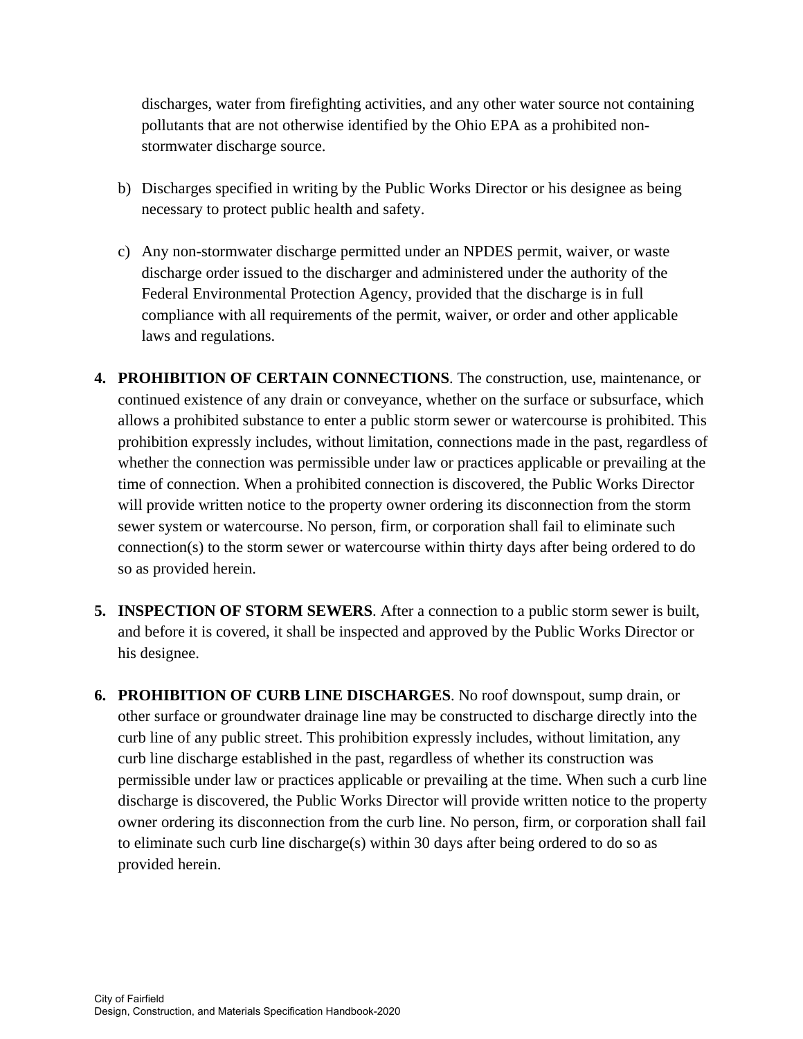discharges, water from firefighting activities, and any other water source not containing pollutants that are not otherwise identified by the Ohio EPA as a prohibited non-stormwater discharge source.

b) Discharges specified in writing by the Public Works Director or his designee as being necessary to protect public health and safety.

c) Any non-stormwater discharge permitted under an NPDES permit, waiver, or waste discharge order issued to the discharger and administered under the authority of the Federal Environmental Protection Agency, provided that the discharge is in full compliance with all requirements of the permit, waiver, or order and other applicable laws and regulations.

4. **PROHIBITION OF CERTAIN CONNECTIONS**. The construction, use, maintenance, or continued existence of any drain or conveyance, whether on the surface or subsurface, which allows a prohibited substance to enter a public storm sewer or watercourse is prohibited. This prohibition expressly includes, without limitation, connections made in the past, regardless of whether the connection was permissible under law or practices applicable or prevailing at the time of connection. When a prohibited connection is discovered, the Public Works Director will provide written notice to the property owner ordering its disconnection from the storm sewer system or watercourse. No person, firm, or corporation shall fail to eliminate such connection(s) to the storm sewer or watercourse within thirty days after being ordered to do so as provided herein.

5. **INSPECTION OF STORM SEWERS**. After a connection to a public storm sewer is built, and before it is covered, it shall be inspected and approved by the Public Works Director or his designee.

6. **PROHIBITION OF CURB LINE DISCHARGES**. No roof downspout, sump drain, or other surface or groundwater drainage line may be constructed to discharge directly into the curb line of any public street. This prohibition expressly includes, without limitation, any curb line discharge established in the past, regardless of whether its construction was permissible under law or practices applicable or prevailing at the time. When such a curb line discharge is discovered, the Public Works Director will provide written notice to the property owner ordering its disconnection from the curb line. No person, firm, or corporation shall fail to eliminate such curb line discharge(s) within 30 days after being ordered to do so as provided herein.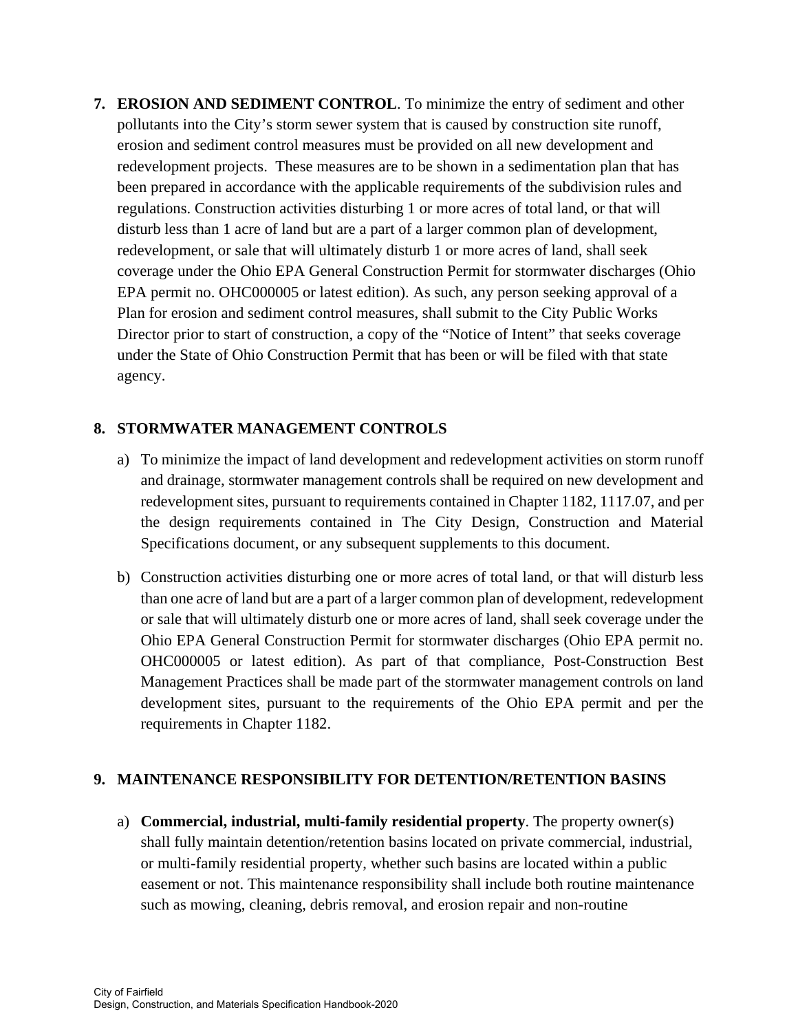7. **EROSION AND SEDIMENT CONTROL**. To minimize the entry of sediment and other pollutants into the City's storm sewer system that is caused by construction site runoff, erosion and sediment control measures must be provided on all new development and redevelopment projects. These measures are to be shown in a sedimentation plan that has been prepared in accordance with the applicable requirements of the subdivision rules and regulations. Construction activities disturbing 1 or more acres of total land, or that will disturb less than 1 acre of land but are a part of a larger common plan of development, redevelopment, or sale that will ultimately disturb 1 or more acres of land, shall seek coverage under the Ohio EPA General Construction Permit for stormwater discharges (Ohio EPA permit no. OHC000005 or latest edition). As such, any person seeking approval of a Plan for erosion and sediment control measures, shall submit to the City Public Works Director prior to start of construction, a copy of the "Notice of Intent" that seeks coverage under the State of Ohio Construction Permit that has been or will be filed with that state agency.

8. **STORMWATER MANAGEMENT CONTROLS**

   a) To minimize the impact of land development and redevelopment activities on storm runoff and drainage, stormwater management controls shall be required on new development and redevelopment sites, pursuant to requirements contained in Chapter 1182, 1117.07, and per the design requirements contained in The City Design, Construction and Material Specifications document, or any subsequent supplements to this document.

   b) Construction activities disturbing one or more acres of total land, or that will disturb less than one acre of land but are a part of a larger common plan of development, redevelopment or sale that will ultimately disturb one or more acres of land, shall seek coverage under the Ohio EPA General Construction Permit for stormwater discharges (Ohio EPA permit no. OHC000005 or latest edition). As part of that compliance, Post-Construction Best Management Practices shall be made part of the stormwater management controls on land development sites, pursuant to the requirements of the Ohio EPA permit and per the requirements in Chapter 1182.

9. **MAINTENANCE RESPONSIBILITY FOR DETENTION/RETENTION BASINS**

   a) **Commercial, industrial, multi-family residential property**. The property owner(s) shall fully maintain detention/retention basins located on private commercial, industrial, or multi-family residential property, whether such basins are located within a public easement or not. This maintenance responsibility shall include both routine maintenance such as mowing, cleaning, debris removal, and erosion repair and non-routine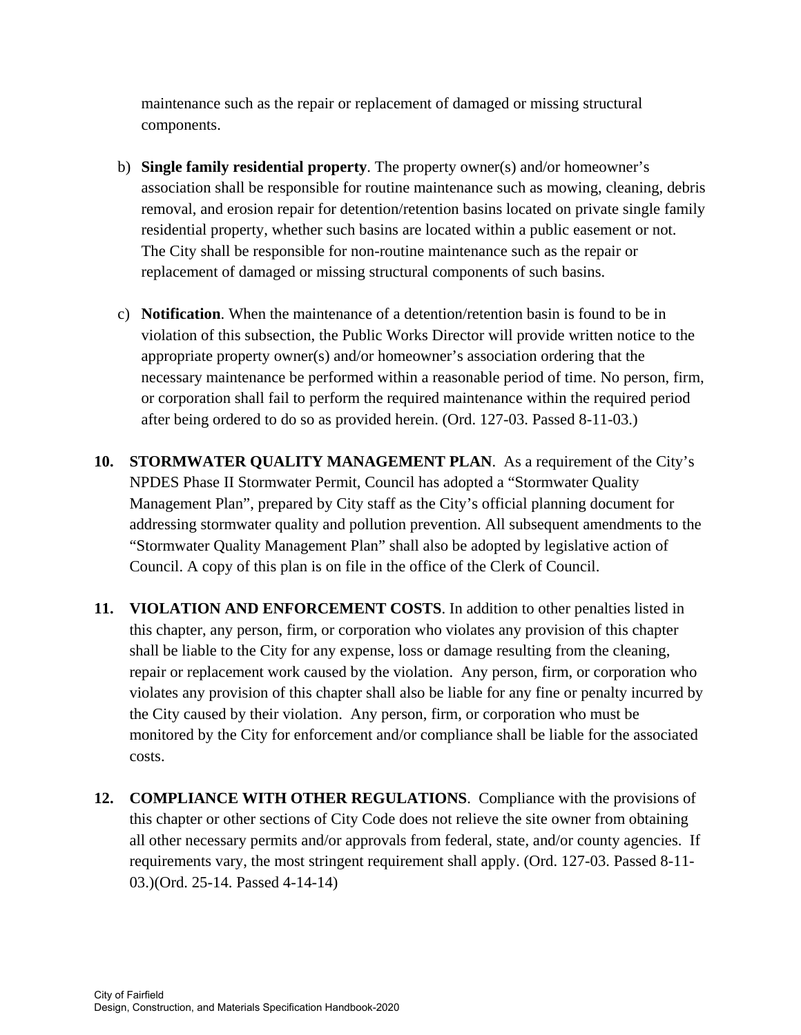maintenance such as the repair or replacement of damaged or missing structural components.

b) **Single family residential property**. The property owner(s) and/or homeowner's association shall be responsible for routine maintenance such as mowing, cleaning, debris removal, and erosion repair for detention/retention basins located on private single family residential property, whether such basins are located within a public easement or not. The City shall be responsible for non-routine maintenance such as the repair or replacement of damaged or missing structural components of such basins.

c) **Notification**. When the maintenance of a detention/retention basin is found to be in violation of this subsection, the Public Works Director will provide written notice to the appropriate property owner(s) and/or homeowner's association ordering that the necessary maintenance be performed within a reasonable period of time. No person, firm, or corporation shall fail to perform the required maintenance within the required period after being ordered to do so as provided herein. (Ord. 127-03. Passed 8-11-03.)

**10. STORMWATER QUALITY MANAGEMENT PLAN**. As a requirement of the City's NPDES Phase II Stormwater Permit, Council has adopted a "Stormwater Quality Management Plan", prepared by City staff as the City's official planning document for addressing stormwater quality and pollution prevention. All subsequent amendments to the "Stormwater Quality Management Plan" shall also be adopted by legislative action of Council. A copy of this plan is on file in the office of the Clerk of Council.

**11. VIOLATION AND ENFORCEMENT COSTS**. In addition to other penalties listed in this chapter, any person, firm, or corporation who violates any provision of this chapter shall be liable to the City for any expense, loss or damage resulting from the cleaning, repair or replacement work caused by the violation. Any person, firm, or corporation who violates any provision of this chapter shall also be liable for any fine or penalty incurred by the City caused by their violation. Any person, firm, or corporation who must be monitored by the City for enforcement and/or compliance shall be liable for the associated costs.

**12. COMPLIANCE WITH OTHER REGULATIONS**. Compliance with the provisions of this chapter or other sections of City Code does not relieve the site owner from obtaining all other necessary permits and/or approvals from federal, state, and/or county agencies. If requirements vary, the most stringent requirement shall apply. (Ord. 127-03. Passed 8-11-03.)(Ord. 25-14. Passed 4-14-14)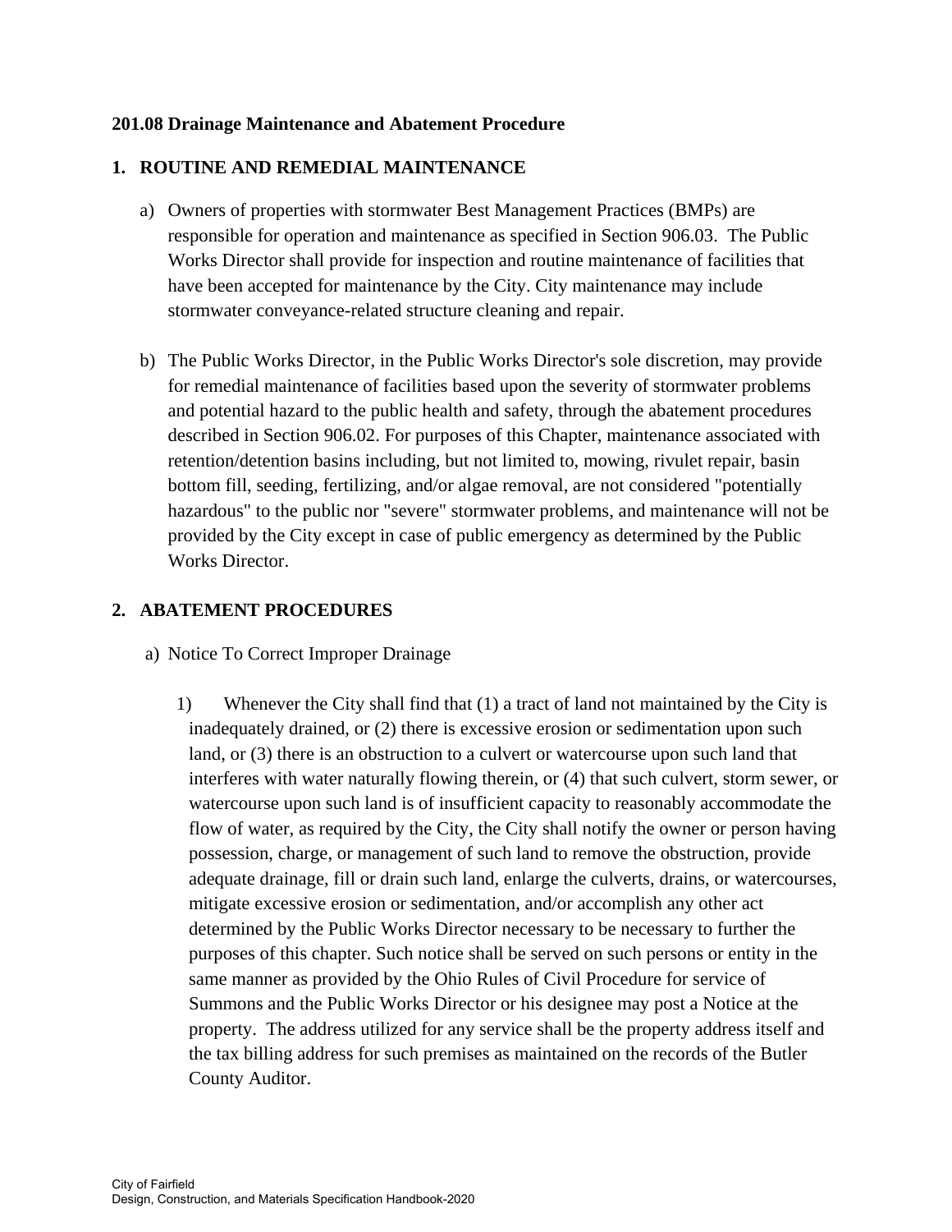### 201.08 Drainage Maintenance and Abatement Procedure

#### 1. ROUTINE AND REMEDIAL MAINTENANCE

a) Owners of properties with stormwater Best Management Practices (BMPs) are responsible for operation and maintenance as specified in Section 906.03. The Public Works Director shall provide for inspection and routine maintenance of facilities that have been accepted for maintenance by the City. City maintenance may include stormwater conveyance-related structure cleaning and repair.

b) The Public Works Director, in the Public Works Director's sole discretion, may provide for remedial maintenance of facilities based upon the severity of stormwater problems and potential hazard to the public health and safety, through the abatement procedures described in Section 906.02. For purposes of this Chapter, maintenance associated with retention/detention basins including, but not limited to, mowing, rivulet repair, basin bottom fill, seeding, fertilizing, and/or algae removal, are not considered "potentially hazardous" to the public nor "severe" stormwater problems, and maintenance will not be provided by the City except in case of public emergency as determined by the Public Works Director.

#### 2. ABATEMENT PROCEDURES

a) Notice To Correct Improper Drainage

1) Whenever the City shall find that (1) a tract of land not maintained by the City is inadequately drained, or (2) there is excessive erosion or sedimentation upon such land, or (3) there is an obstruction to a culvert or watercourse upon such land that interferes with water naturally flowing therein, or (4) that such culvert, storm sewer, or watercourse upon such land is of insufficient capacity to reasonably accommodate the flow of water, as required by the City, the City shall notify the owner or person having possession, charge, or management of such land to remove the obstruction, provide adequate drainage, fill or drain such land, enlarge the culverts, drains, or watercourses, mitigate excessive erosion or sedimentation, and/or accomplish any other act determined by the Public Works Director necessary to be necessary to further the purposes of this chapter. Such notice shall be served on such persons or entity in the same manner as provided by the Ohio Rules of Civil Procedure for service of Summons and the Public Works Director or his designee may post a Notice at the property. The address utilized for any service shall be the property address itself and the tax billing address for such premises as maintained on the records of the Butler County Auditor.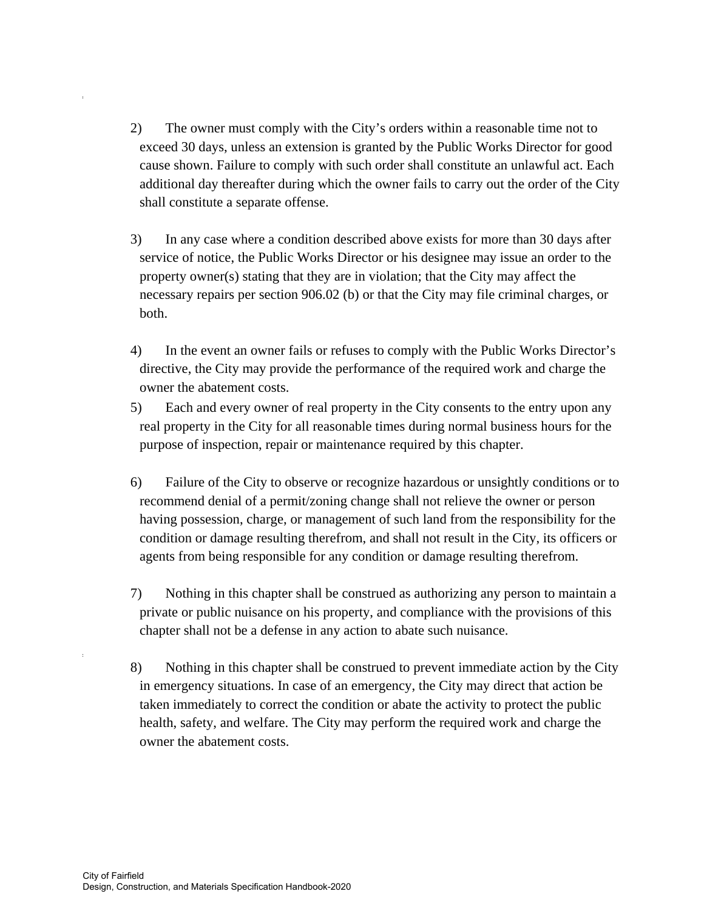2) The owner must comply with the City's orders within a reasonable time not to exceed 30 days, unless an extension is granted by the Public Works Director for good cause shown. Failure to comply with such order shall constitute an unlawful act. Each additional day thereafter during which the owner fails to carry out the order of the City shall constitute a separate offense.

3) In any case where a condition described above exists for more than 30 days after service of notice, the Public Works Director or his designee may issue an order to the property owner(s) stating that they are in violation; that the City may affect the necessary repairs per section 906.02 (b) or that the City may file criminal charges, or both.

4) In the event an owner fails or refuses to comply with the Public Works Director's directive, the City may provide the performance of the required work and charge the owner the abatement costs.

5) Each and every owner of real property in the City consents to the entry upon any real property in the City for all reasonable times during normal business hours for the purpose of inspection, repair or maintenance required by this chapter.

6) Failure of the City to observe or recognize hazardous or unsightly conditions or to recommend denial of a permit/zoning change shall not relieve the owner or person having possession, charge, or management of such land from the responsibility for the condition or damage resulting therefrom, and shall not result in the City, its officers or agents from being responsible for any condition or damage resulting therefrom.

7) Nothing in this chapter shall be construed as authorizing any person to maintain a private or public nuisance on his property, and compliance with the provisions of this chapter shall not be a defense in any action to abate such nuisance.

8) Nothing in this chapter shall be construed to prevent immediate action by the City in emergency situations. In case of an emergency, the City may direct that action be taken immediately to correct the condition or abate the activity to protect the public health, safety, and welfare. The City may perform the required work and charge the owner the abatement costs.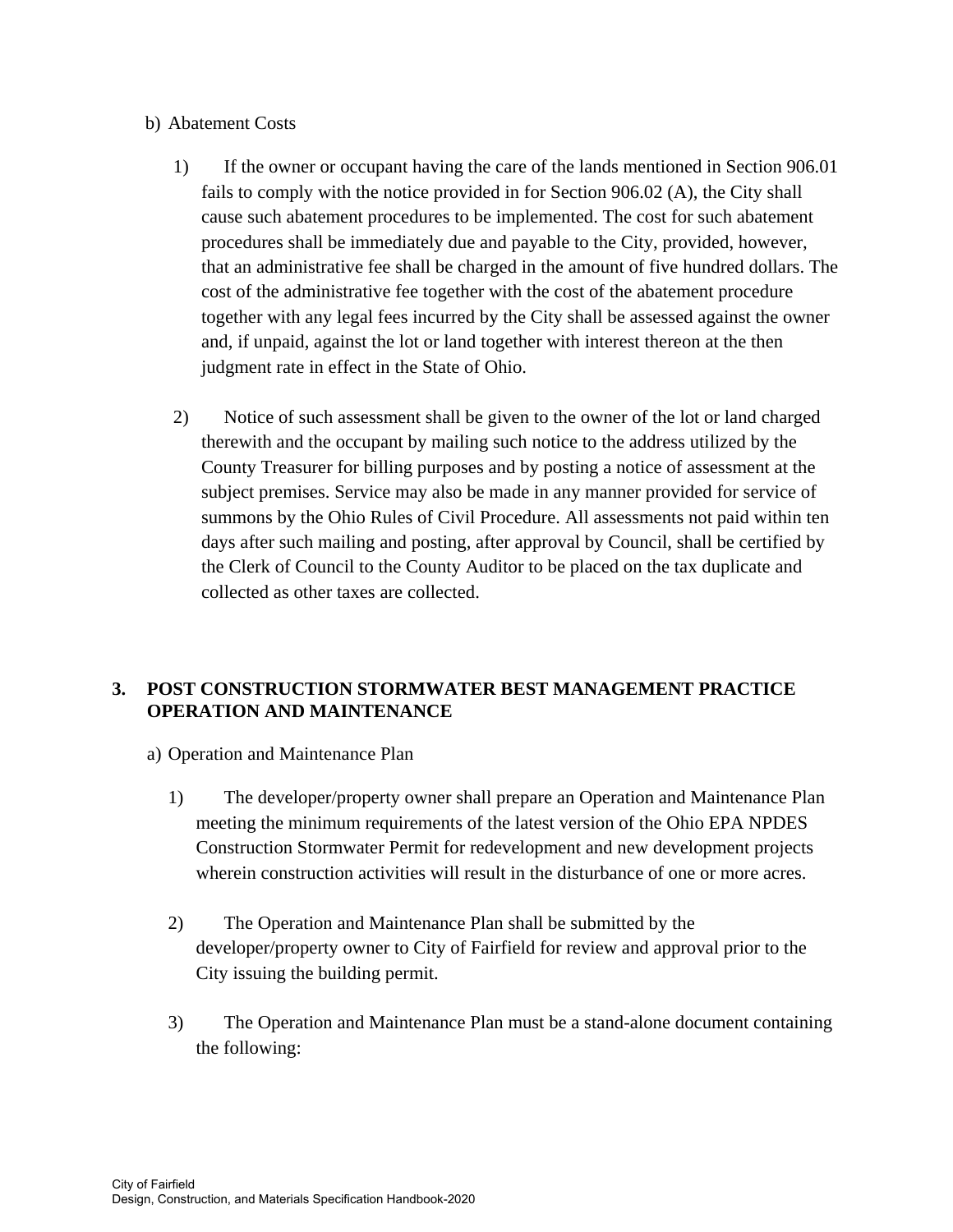b) Abatement Costs

1) If the owner or occupant having the care of the lands mentioned in Section 906.01 fails to comply with the notice provided in for Section 906.02 (A), the City shall cause such abatement procedures to be implemented. The cost for such abatement procedures shall be immediately due and payable to the City, provided, however, that an administrative fee shall be charged in the amount of five hundred dollars. The cost of the administrative fee together with the cost of the abatement procedure together with any legal fees incurred by the City shall be assessed against the owner and, if unpaid, against the lot or land together with interest thereon at the then judgment rate in effect in the State of Ohio.

2) Notice of such assessment shall be given to the owner of the lot or land charged therewith and the occupant by mailing such notice to the address utilized by the County Treasurer for billing purposes and by posting a notice of assessment at the subject premises. Service may also be made in any manner provided for service of summons by the Ohio Rules of Civil Procedure. All assessments not paid within ten days after such mailing and posting, after approval by Council, shall be certified by the Clerk of Council to the County Auditor to be placed on the tax duplicate and collected as other taxes are collected.

## 3. POST CONSTRUCTION STORMWATER BEST MANAGEMENT PRACTICE OPERATION AND MAINTENANCE

a) Operation and Maintenance Plan

1) The developer/property owner shall prepare an Operation and Maintenance Plan meeting the minimum requirements of the latest version of the Ohio EPA NPDES Construction Stormwater Permit for redevelopment and new development projects wherein construction activities will result in the disturbance of one or more acres.

2) The Operation and Maintenance Plan shall be submitted by the developer/property owner to City of Fairfield for review and approval prior to the City issuing the building permit.

3) The Operation and Maintenance Plan must be a stand-alone document containing the following: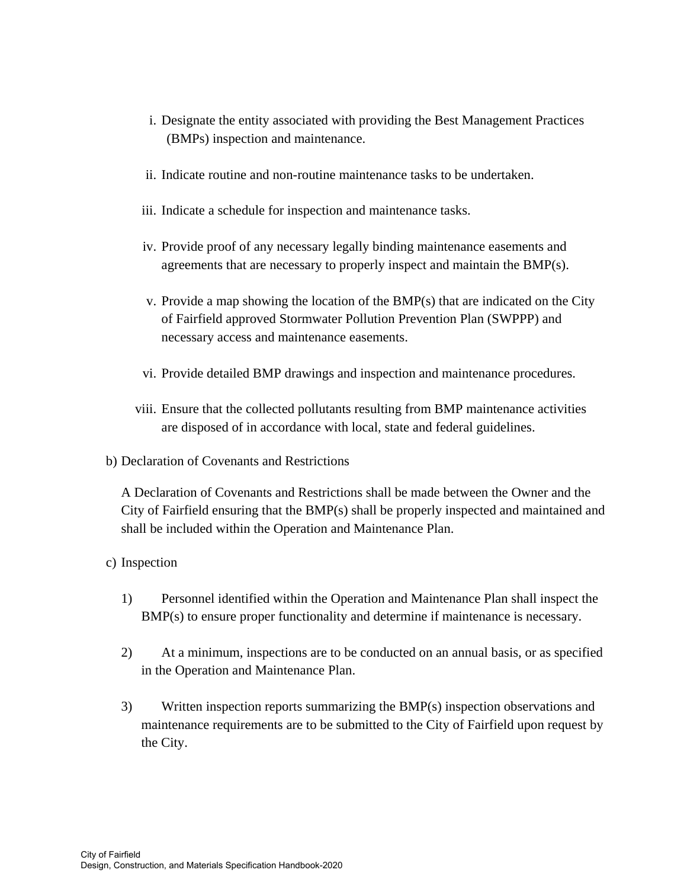i. Designate the entity associated with providing the Best Management Practices (BMPs) inspection and maintenance.

ii. Indicate routine and non-routine maintenance tasks to be undertaken.

iii. Indicate a schedule for inspection and maintenance tasks.

iv. Provide proof of any necessary legally binding maintenance easements and agreements that are necessary to properly inspect and maintain the BMP(s).

v. Provide a map showing the location of the BMP(s) that are indicated on the City of Fairfield approved Stormwater Pollution Prevention Plan (SWPPP) and necessary access and maintenance easements.

vi. Provide detailed BMP drawings and inspection and maintenance procedures.

viii. Ensure that the collected pollutants resulting from BMP maintenance activities are disposed of in accordance with local, state and federal guidelines.

b) Declaration of Covenants and Restrictions

A Declaration of Covenants and Restrictions shall be made between the Owner and the City of Fairfield ensuring that the BMP(s) shall be properly inspected and maintained and shall be included within the Operation and Maintenance Plan.

c) Inspection

1) Personnel identified within the Operation and Maintenance Plan shall inspect the BMP(s) to ensure proper functionality and determine if maintenance is necessary.

2) At a minimum, inspections are to be conducted on an annual basis, or as specified in the Operation and Maintenance Plan.

3) Written inspection reports summarizing the BMP(s) inspection observations and maintenance requirements are to be submitted to the City of Fairfield upon request by the City.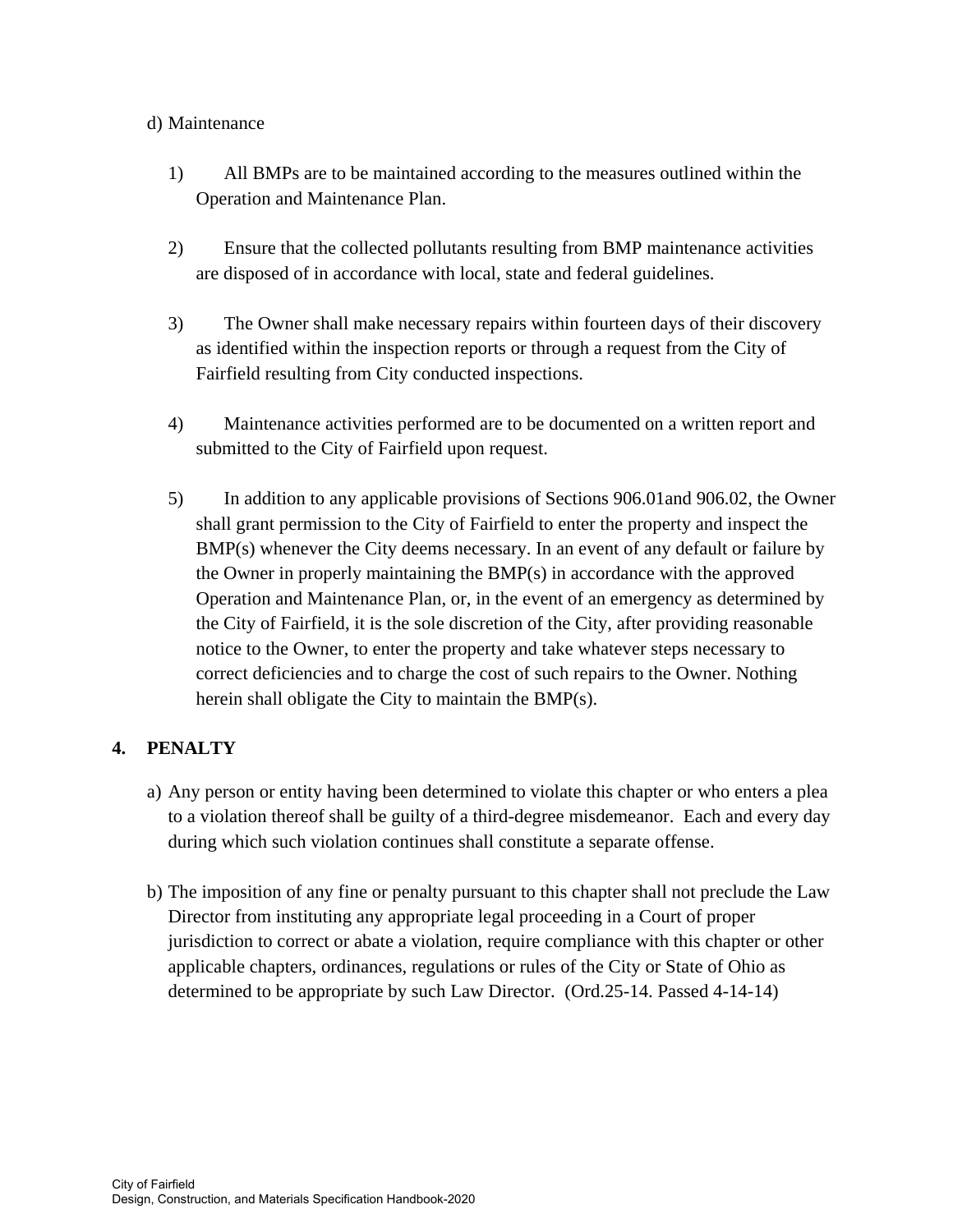d) Maintenance

1) All BMPs are to be maintained according to the measures outlined within the Operation and Maintenance Plan.

2) Ensure that the collected pollutants resulting from BMP maintenance activities are disposed of in accordance with local, state and federal guidelines.

3) The Owner shall make necessary repairs within fourteen days of their discovery as identified within the inspection reports or through a request from the City of Fairfield resulting from City conducted inspections.

4) Maintenance activities performed are to be documented on a written report and submitted to the City of Fairfield upon request.

5) In addition to any applicable provisions of Sections 906.01and 906.02, the Owner shall grant permission to the City of Fairfield to enter the property and inspect the BMP(s) whenever the City deems necessary. In an event of any default or failure by the Owner in properly maintaining the BMP(s) in accordance with the approved Operation and Maintenance Plan, or, in the event of an emergency as determined by the City of Fairfield, it is the sole discretion of the City, after providing reasonable notice to the Owner, to enter the property and take whatever steps necessary to correct deficiencies and to charge the cost of such repairs to the Owner. Nothing herein shall obligate the City to maintain the BMP(s).

## 4. PENALTY

a) Any person or entity having been determined to violate this chapter or who enters a plea to a violation thereof shall be guilty of a third-degree misdemeanor. Each and every day during which such violation continues shall constitute a separate offense.

b) The imposition of any fine or penalty pursuant to this chapter shall not preclude the Law Director from instituting any appropriate legal proceeding in a Court of proper jurisdiction to correct or abate a violation, require compliance with this chapter or other applicable chapters, ordinances, regulations or rules of the City or State of Ohio as determined to be appropriate by such Law Director. (Ord.25-14. Passed 4-14-14)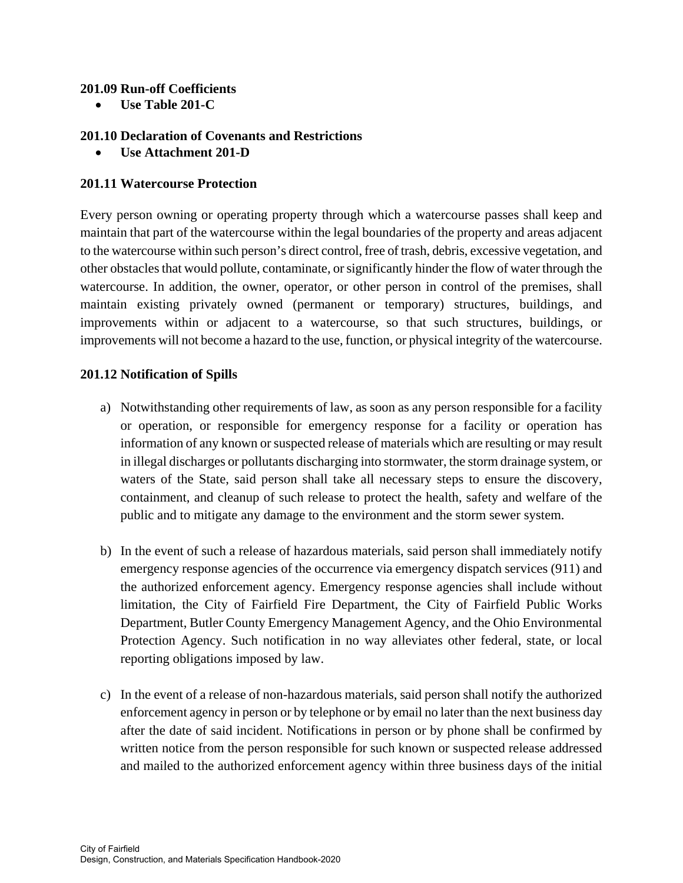**201.09 Run-off Coefficients**

- **Use Table 201-C**

**201.10 Declaration of Covenants and Restrictions**

- **Use Attachment 201-D**

**201.11 Watercourse Protection**

Every person owning or operating property through which a watercourse passes shall keep and maintain that part of the watercourse within the legal boundaries of the property and areas adjacent to the watercourse within such person's direct control, free of trash, debris, excessive vegetation, and other obstacles that would pollute, contaminate, or significantly hinder the flow of water through the watercourse. In addition, the owner, operator, or other person in control of the premises, shall maintain existing privately owned (permanent or temporary) structures, buildings, and improvements within or adjacent to a watercourse, so that such structures, buildings, or improvements will not become a hazard to the use, function, or physical integrity of the watercourse.

**201.12 Notification of Spills**

a) Notwithstanding other requirements of law, as soon as any person responsible for a facility or operation, or responsible for emergency response for a facility or operation has information of any known or suspected release of materials which are resulting or may result in illegal discharges or pollutants discharging into stormwater, the storm drainage system, or waters of the State, said person shall take all necessary steps to ensure the discovery, containment, and cleanup of such release to protect the health, safety and welfare of the public and to mitigate any damage to the environment and the storm sewer system.

b) In the event of such a release of hazardous materials, said person shall immediately notify emergency response agencies of the occurrence via emergency dispatch services (911) and the authorized enforcement agency. Emergency response agencies shall include without limitation, the City of Fairfield Fire Department, the City of Fairfield Public Works Department, Butler County Emergency Management Agency, and the Ohio Environmental Protection Agency. Such notification in no way alleviates other federal, state, or local reporting obligations imposed by law.

c) In the event of a release of non-hazardous materials, said person shall notify the authorized enforcement agency in person or by telephone or by email no later than the next business day after the date of said incident. Notifications in person or by phone shall be confirmed by written notice from the person responsible for such known or suspected release addressed and mailed to the authorized enforcement agency within three business days of the initial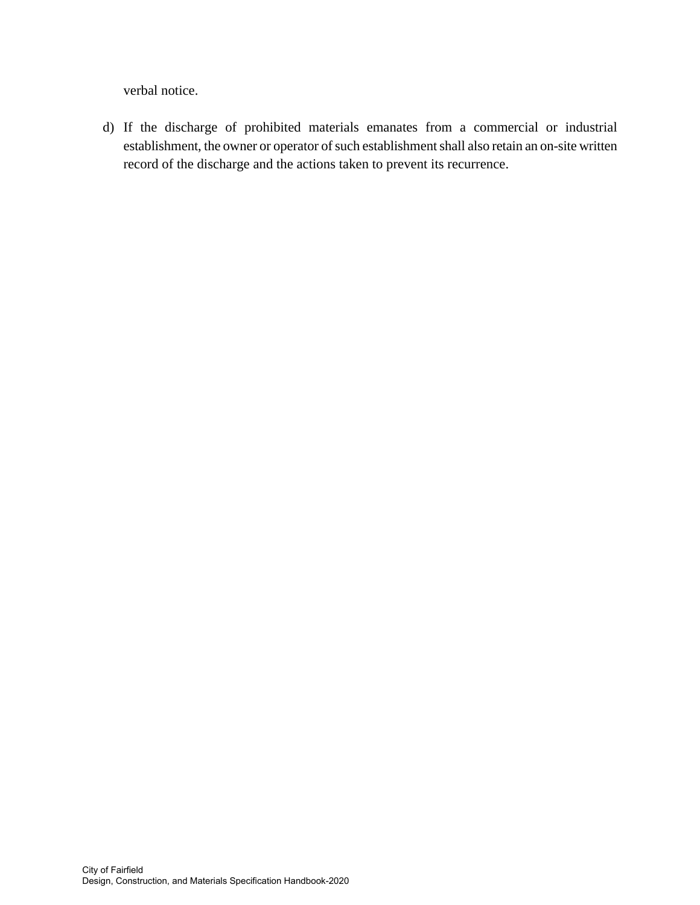verbal notice.

d) If the discharge of prohibited materials emanates from a commercial or industrial establishment, the owner or operator of such establishment shall also retain an on-site written record of the discharge and the actions taken to prevent its recurrence.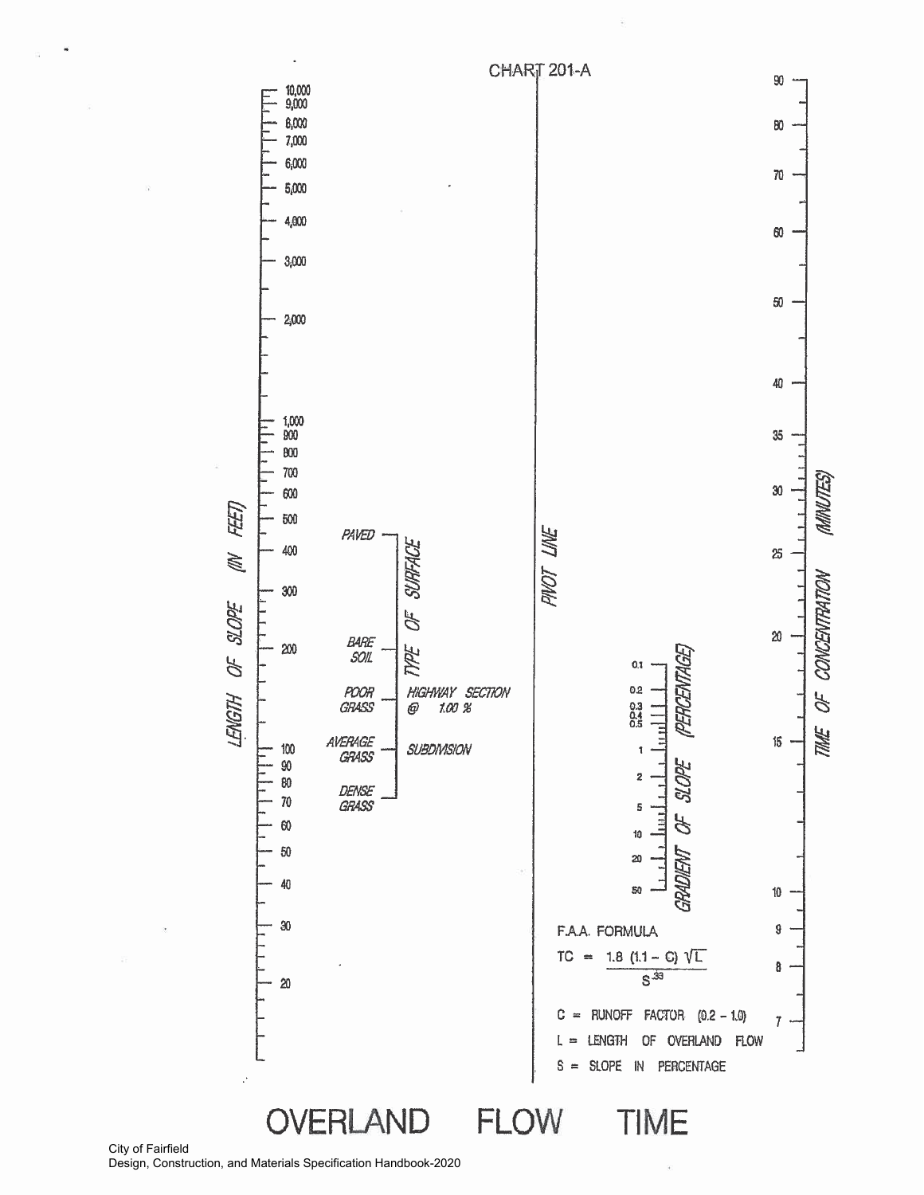CHART 201-A

LENGTH OF SLOPE (IN FEET)

10,000
9,000
8,000
7,000
6,000
5,000
4,000
3,000
2,000
1,000
900
800
700
600
500
400
300
200
100
90
80
70
60
50
40
30
20

TYPE OF SURFACE

PAVED

BARE SOIL

POOR GRASS — HIGHWAY SECTION @ 1.00 %

AVERAGE GRASS — SUBDIVISION

DENSE GRASS

PIVOT LINE

GRADIENT OF SLOPE (PERCENTAGE)

0.1
0.2
0.3
0.4
0.5
1
2
5
10
20
50

TIME OF CONCENTRATION (MINUTES)

90
80
70
60
50
40
35
30
25
20
15
10
9
8
7

F.A.A. FORMULA

$$TC = \frac{1.8\,(1.1 - C)\,\sqrt{L}}{S^{.33}}$$

C = RUNOFF FACTOR (0.2 – 1.0)

L = LENGTH OF OVERLAND FLOW

S = SLOPE IN PERCENTAGE

# OVERLAND FLOW TIME

City of Fairfield
Design, Construction, and Materials Specification Handbook-2020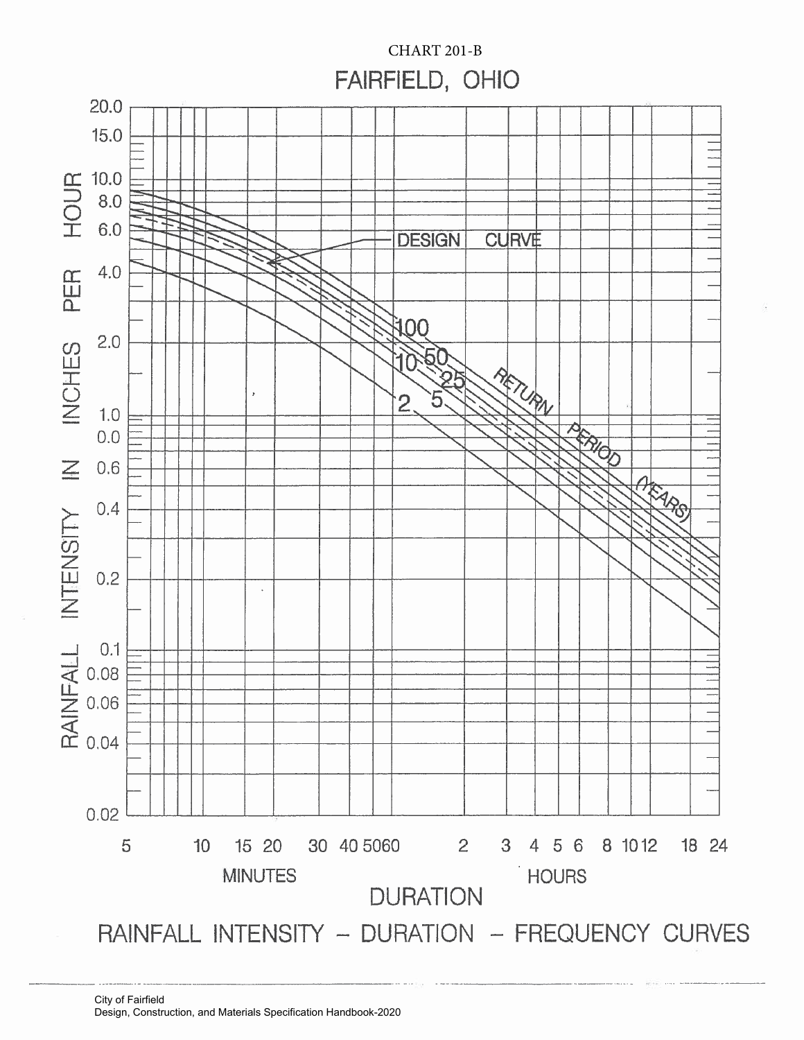CHART 201-B

# FAIRFIELD, OHIO

RAINFALL INTENSITY IN INCHES PER HOUR

20.0
15.0
10.0
8.0
6.0
4.0
2.0
1.0
0.0
0.6
0.4
0.2
0.1
0.08
0.06
0.04
0.02

DESIGN CURVE

100
10
50
25
2
5

RETURN PERIOD (YEARS)

5 10 15 20 30 40 50 60 2 3 4 5 6 8 10 12 18 24

MINUTES

HOURS

DURATION

RAINFALL INTENSITY – DURATION – FREQUENCY CURVES

City of Fairfield
Design, Construction, and Materials Specification Handbook-2020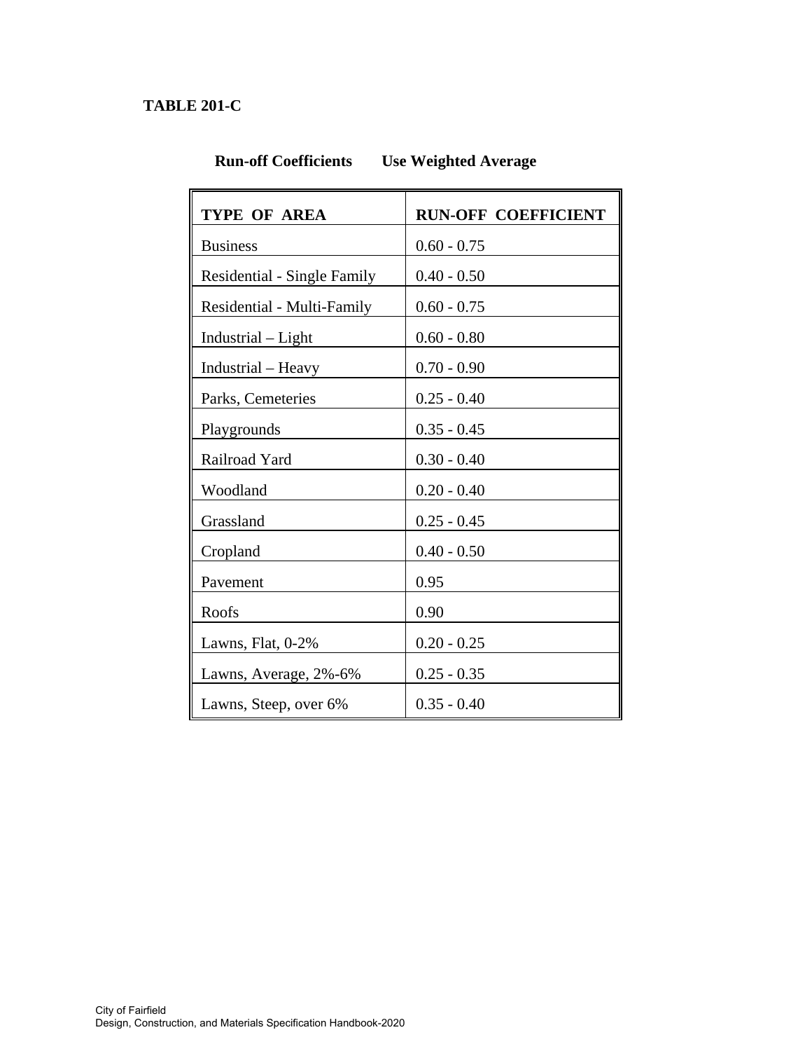**TABLE 201-C**

**Run-off Coefficients Use Weighted Average**

| TYPE OF AREA | RUN-OFF COEFFICIENT |
|---|---|
| Business | 0.60 - 0.75 |
| Residential - Single Family | 0.40 - 0.50 |
| Residential - Multi-Family | 0.60 - 0.75 |
| Industrial – Light | 0.60 - 0.80 |
| Industrial – Heavy | 0.70 - 0.90 |
| Parks, Cemeteries | 0.25 - 0.40 |
| Playgrounds | 0.35 - 0.45 |
| Railroad Yard | 0.30 - 0.40 |
| Woodland | 0.20 - 0.40 |
| Grassland | 0.25 - 0.45 |
| Cropland | 0.40 - 0.50 |
| Pavement | 0.95 |
| Roofs | 0.90 |
| Lawns, Flat, 0-2% | 0.20 - 0.25 |
| Lawns, Average, 2%-6% | 0.25 - 0.35 |
| Lawns, Steep, over 6% | 0.35 - 0.40 |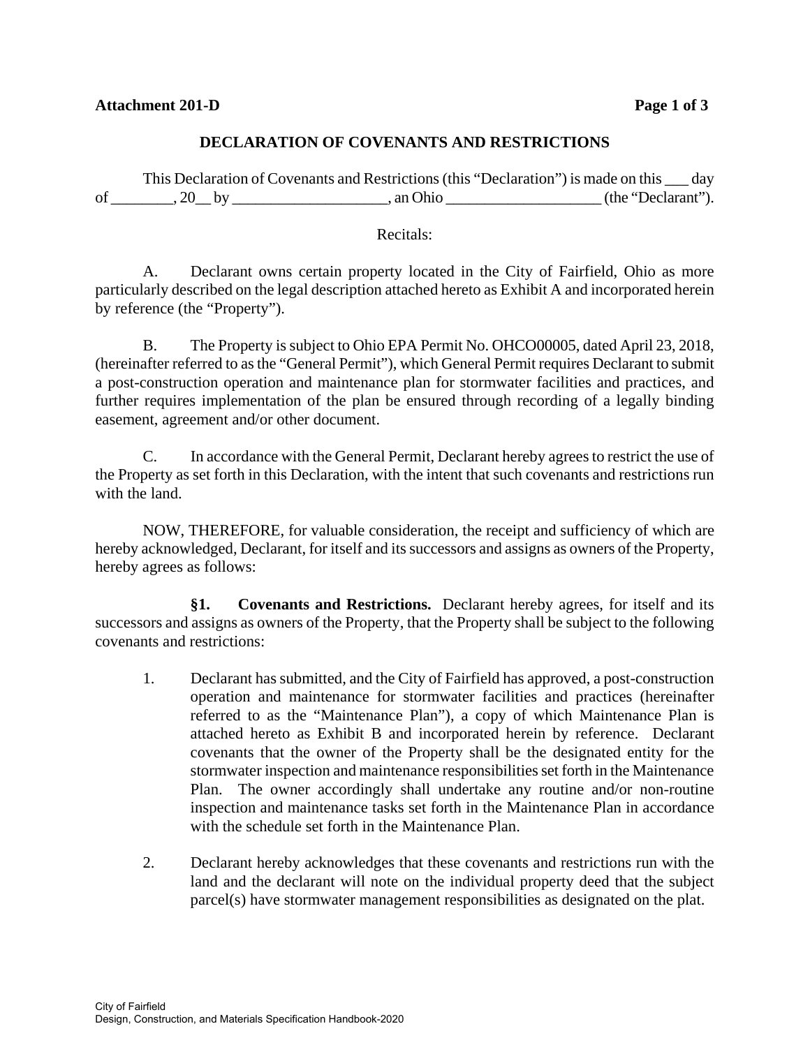**Attachment 201-D**

## DECLARATION OF COVENANTS AND RESTRICTIONS

This Declaration of Covenants and Restrictions (this "Declaration") is made on this ___ day of ________, 20__ by ___________________, an Ohio ___________________ (the "Declarant").

Recitals:

A. Declarant owns certain property located in the City of Fairfield, Ohio as more particularly described on the legal description attached hereto as Exhibit A and incorporated herein by reference (the "Property").

B. The Property is subject to Ohio EPA Permit No. OHCO00005, dated April 23, 2018, (hereinafter referred to as the "General Permit"), which General Permit requires Declarant to submit a post-construction operation and maintenance plan for stormwater facilities and practices, and further requires implementation of the plan be ensured through recording of a legally binding easement, agreement and/or other document.

C. In accordance with the General Permit, Declarant hereby agrees to restrict the use of the Property as set forth in this Declaration, with the intent that such covenants and restrictions run with the land.

NOW, THEREFORE, for valuable consideration, the receipt and sufficiency of which are hereby acknowledged, Declarant, for itself and its successors and assigns as owners of the Property, hereby agrees as follows:

**§1. Covenants and Restrictions.** Declarant hereby agrees, for itself and its successors and assigns as owners of the Property, that the Property shall be subject to the following covenants and restrictions:

1. Declarant has submitted, and the City of Fairfield has approved, a post-construction operation and maintenance for stormwater facilities and practices (hereinafter referred to as the "Maintenance Plan"), a copy of which Maintenance Plan is attached hereto as Exhibit B and incorporated herein by reference. Declarant covenants that the owner of the Property shall be the designated entity for the stormwater inspection and maintenance responsibilities set forth in the Maintenance Plan. The owner accordingly shall undertake any routine and/or non-routine inspection and maintenance tasks set forth in the Maintenance Plan in accordance with the schedule set forth in the Maintenance Plan.

2. Declarant hereby acknowledges that these covenants and restrictions run with the land and the declarant will note on the individual property deed that the subject parcel(s) have stormwater management responsibilities as designated on the plat.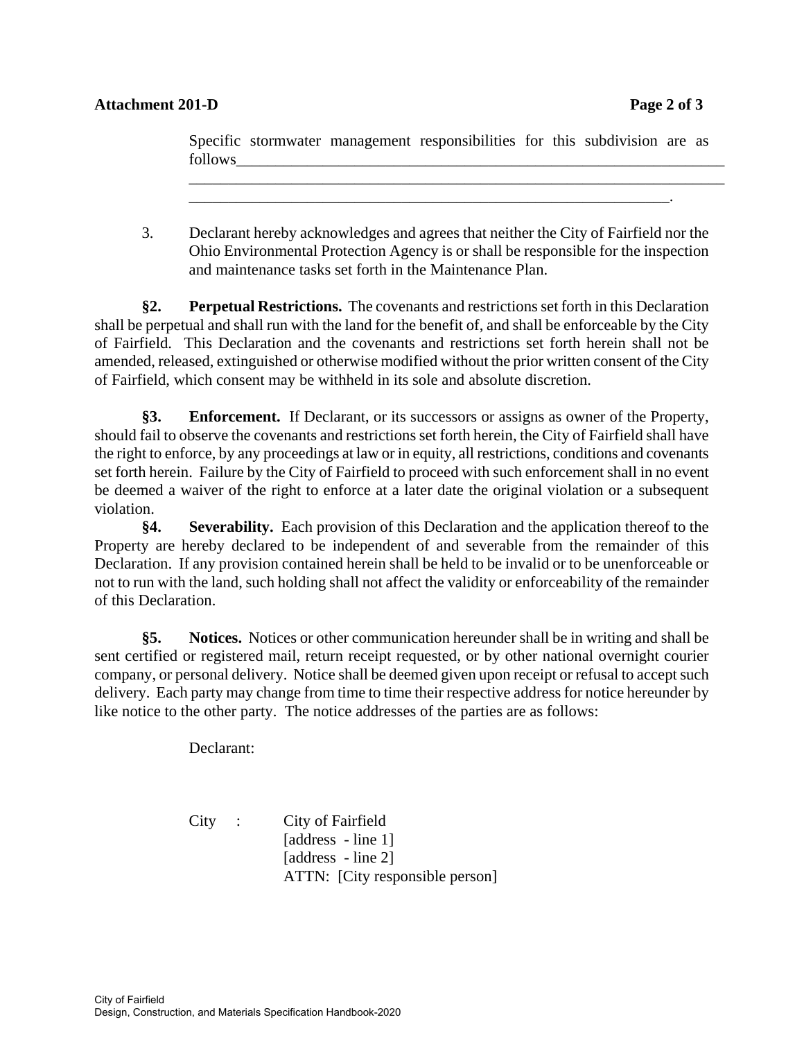Specific stormwater management responsibilities for this subdivision are as follows_________________________________________________________________
____________________________________________________________________
_______________________________________________________________.

3. Declarant hereby acknowledges and agrees that neither the City of Fairfield nor the Ohio Environmental Protection Agency is or shall be responsible for the inspection and maintenance tasks set forth in the Maintenance Plan.

**§2. Perpetual Restrictions.** The covenants and restrictions set forth in this Declaration shall be perpetual and shall run with the land for the benefit of, and shall be enforceable by the City of Fairfield. This Declaration and the covenants and restrictions set forth herein shall not be amended, released, extinguished or otherwise modified without the prior written consent of the City of Fairfield, which consent may be withheld in its sole and absolute discretion.

**§3. Enforcement.** If Declarant, or its successors or assigns as owner of the Property, should fail to observe the covenants and restrictions set forth herein, the City of Fairfield shall have the right to enforce, by any proceedings at law or in equity, all restrictions, conditions and covenants set forth herein. Failure by the City of Fairfield to proceed with such enforcement shall in no event be deemed a waiver of the right to enforce at a later date the original violation or a subsequent violation.

**§4. Severability.** Each provision of this Declaration and the application thereof to the Property are hereby declared to be independent of and severable from the remainder of this Declaration. If any provision contained herein shall be held to be invalid or to be unenforceable or not to run with the land, such holding shall not affect the validity or enforceability of the remainder of this Declaration.

**§5. Notices.** Notices or other communication hereunder shall be in writing and shall be sent certified or registered mail, return receipt requested, or by other national overnight courier company, or personal delivery. Notice shall be deemed given upon receipt or refusal to accept such delivery. Each party may change from time to time their respective address for notice hereunder by like notice to the other party. The notice addresses of the parties are as follows:

Declarant:

City : City of Fairfield
[address - line 1]
[address - line 2]
ATTN: [City responsible person]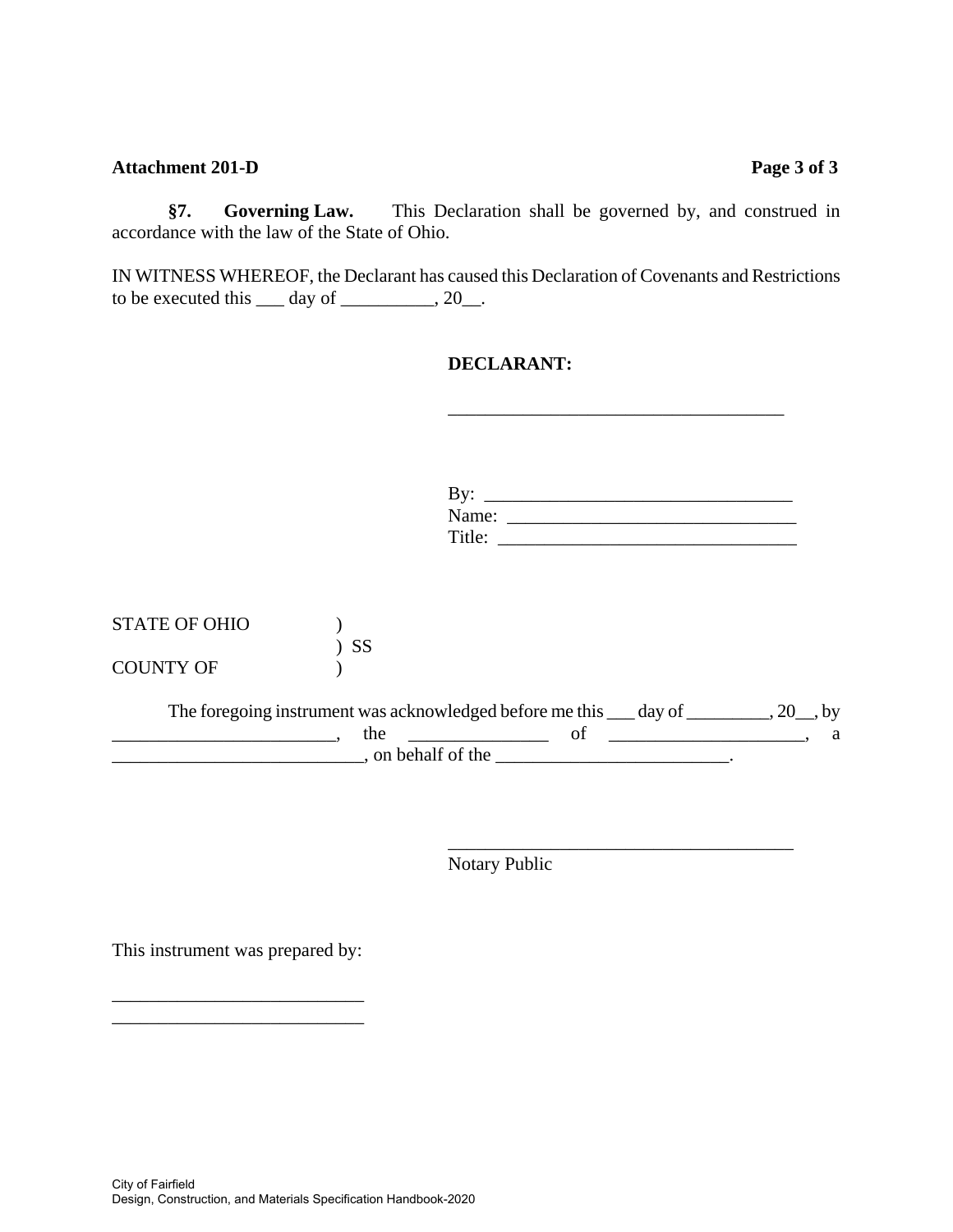**Attachment 201-D**

**§7. Governing Law.** This Declaration shall be governed by, and construed in accordance with the law of the State of Ohio.

IN WITNESS WHEREOF, the Declarant has caused this Declaration of Covenants and Restrictions to be executed this ___ day of __________, 20__.

**DECLARANT:**

_____________________________________

By: _________________________________
Name: _______________________________
Title: ________________________________

STATE OF OHIO )
) SS
COUNTY OF )

The foregoing instrument was acknowledged before me this ___ day of _________, 20__, by ________________________, the _______________ of _____________________, a ___________________________, on behalf of the _________________________.

_____________________________________
Notary Public

This instrument was prepared by:

___________________________
___________________________

City of Fairfield
Design, Construction, and Materials Specification Handbook-2020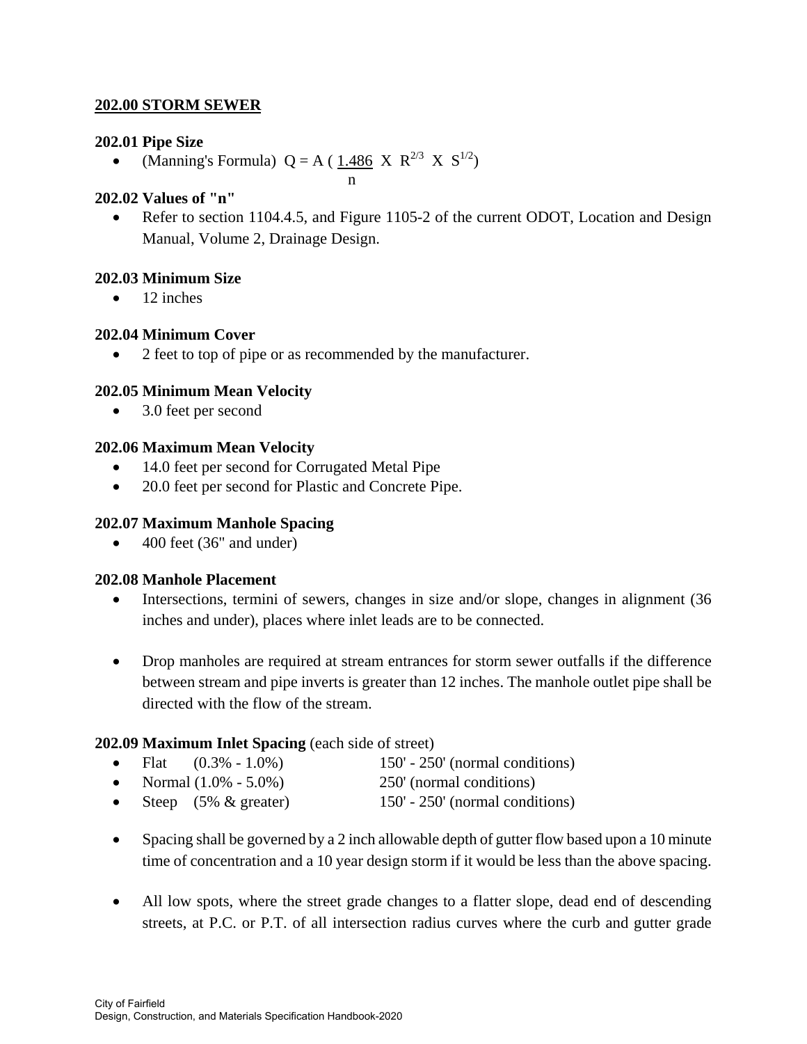## 202.00 STORM SEWER

### 202.01 Pipe Size

- (Manning's Formula) $Q = A \left( \frac{1.486}{n} \times R^{2/3} \times S^{1/2} \right)$

### 202.02 Values of "n"

- Refer to section 1104.4.5, and Figure 1105-2 of the current ODOT, Location and Design Manual, Volume 2, Drainage Design.

### 202.03 Minimum Size

- 12 inches

### 202.04 Minimum Cover

- 2 feet to top of pipe or as recommended by the manufacturer.

### 202.05 Minimum Mean Velocity

- 3.0 feet per second

### 202.06 Maximum Mean Velocity

- 14.0 feet per second for Corrugated Metal Pipe
- 20.0 feet per second for Plastic and Concrete Pipe.

### 202.07 Maximum Manhole Spacing

- 400 feet (36" and under)

### 202.08 Manhole Placement

- Intersections, termini of sewers, changes in size and/or slope, changes in alignment (36 inches and under), places where inlet leads are to be connected.

- Drop manholes are required at stream entrances for storm sewer outfalls if the difference between stream and pipe inverts is greater than 12 inches. The manhole outlet pipe shall be directed with the flow of the stream.

### 202.09 Maximum Inlet Spacing (each side of street)

- Flat (0.3% - 1.0%) 150' - 250' (normal conditions)
- Normal (1.0% - 5.0%) 250' (normal conditions)
- Steep (5% & greater) 150' - 250' (normal conditions)

- Spacing shall be governed by a 2 inch allowable depth of gutter flow based upon a 10 minute time of concentration and a 10 year design storm if it would be less than the above spacing.

- All low spots, where the street grade changes to a flatter slope, dead end of descending streets, at P.C. or P.T. of all intersection radius curves where the curb and gutter grade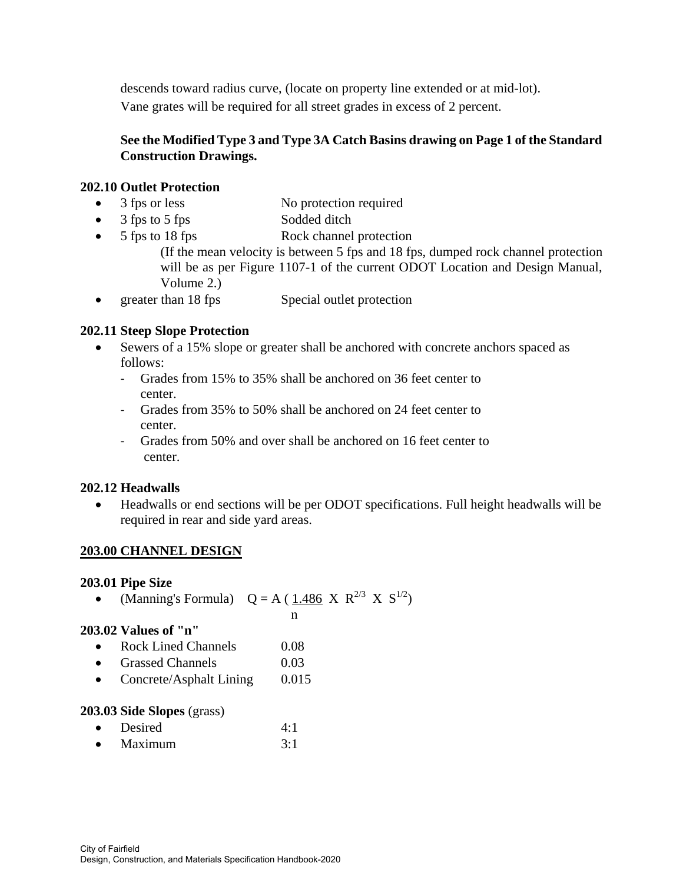descends toward radius curve, (locate on property line extended or at mid-lot). Vane grates will be required for all street grades in excess of 2 percent.

**See the Modified Type 3 and Type 3A Catch Basins drawing on Page 1 of the Standard Construction Drawings.**

**202.10 Outlet Protection**

- 3 fps or less — No protection required
- 3 fps to 5 fps — Sodded ditch
- 5 fps to 18 fps — Rock channel protection

  (If the mean velocity is between 5 fps and 18 fps, dumped rock channel protection will be as per Figure 1107-1 of the current ODOT Location and Design Manual, Volume 2.)
- greater than 18 fps — Special outlet protection

**202.11 Steep Slope Protection**

- Sewers of a 15% slope or greater shall be anchored with concrete anchors spaced as follows:
  - Grades from 15% to 35% shall be anchored on 36 feet center to center.
  - Grades from 35% to 50% shall be anchored on 24 feet center to center.
  - Grades from 50% and over shall be anchored on 16 feet center to center.

**202.12 Headwalls**

- Headwalls or end sections will be per ODOT specifications. Full height headwalls will be required in rear and side yard areas.

## 203.00 CHANNEL DESIGN

**203.01 Pipe Size**

- (Manning's Formula) $Q = A \left( \frac{1.486}{n} \times R^{2/3} \times S^{1/2} \right)$

**203.02 Values of "n"**

- Rock Lined Channels — 0.08
- Grassed Channels — 0.03
- Concrete/Asphalt Lining — 0.015

**203.03 Side Slopes** (grass)

- Desired — 4:1
- Maximum — 3:1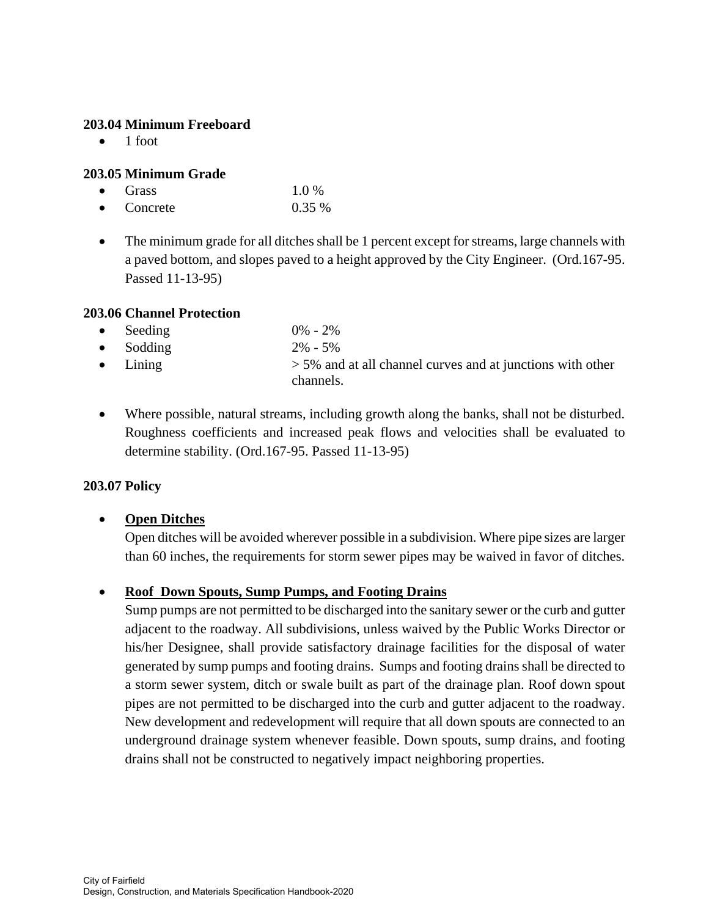**203.04 Minimum Freeboard**

- 1 foot

**203.05 Minimum Grade**

- Grass 1.0 %
- Concrete 0.35 %

- The minimum grade for all ditches shall be 1 percent except for streams, large channels with a paved bottom, and slopes paved to a height approved by the City Engineer. (Ord.167-95. Passed 11-13-95)

**203.06 Channel Protection**

- Seeding 0% - 2%
- Sodding 2% - 5%
- Lining > 5% and at all channel curves and at junctions with other channels.

- Where possible, natural streams, including growth along the banks, shall not be disturbed. Roughness coefficients and increased peak flows and velocities shall be evaluated to determine stability. (Ord.167-95. Passed 11-13-95)

**203.07 Policy**

- **Open Ditches**

  Open ditches will be avoided wherever possible in a subdivision. Where pipe sizes are larger than 60 inches, the requirements for storm sewer pipes may be waived in favor of ditches.

- **Roof Down Spouts, Sump Pumps, and Footing Drains**

  Sump pumps are not permitted to be discharged into the sanitary sewer or the curb and gutter adjacent to the roadway. All subdivisions, unless waived by the Public Works Director or his/her Designee, shall provide satisfactory drainage facilities for the disposal of water generated by sump pumps and footing drains. Sumps and footing drains shall be directed to a storm sewer system, ditch or swale built as part of the drainage plan. Roof down spout pipes are not permitted to be discharged into the curb and gutter adjacent to the roadway. New development and redevelopment will require that all down spouts are connected to an underground drainage system whenever feasible. Down spouts, sump drains, and footing drains shall not be constructed to negatively impact neighboring properties.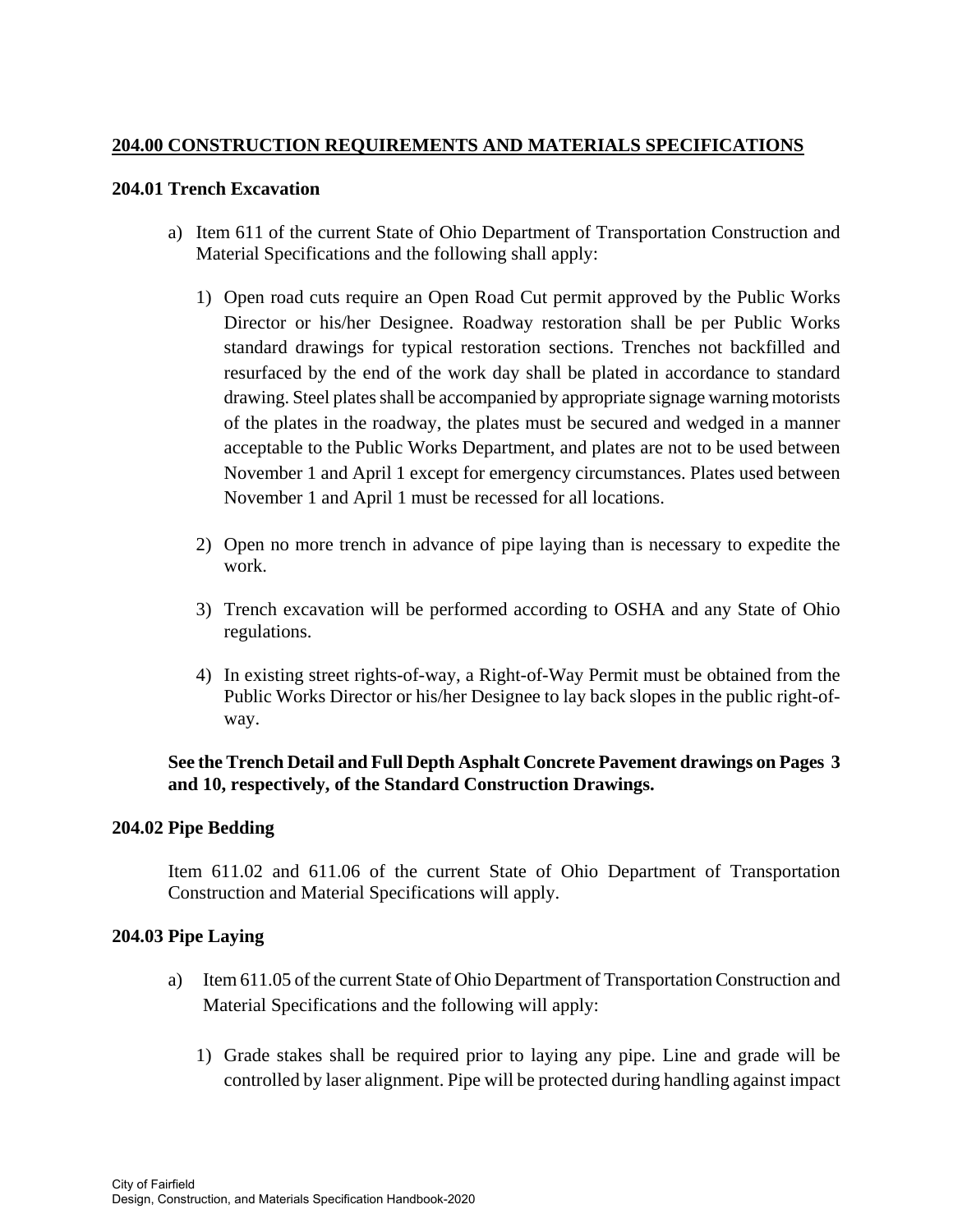## 204.00 CONSTRUCTION REQUIREMENTS AND MATERIALS SPECIFICATIONS

### 204.01 Trench Excavation

a) Item 611 of the current State of Ohio Department of Transportation Construction and Material Specifications and the following shall apply:

   1) Open road cuts require an Open Road Cut permit approved by the Public Works Director or his/her Designee. Roadway restoration shall be per Public Works standard drawings for typical restoration sections. Trenches not backfilled and resurfaced by the end of the work day shall be plated in accordance to standard drawing. Steel plates shall be accompanied by appropriate signage warning motorists of the plates in the roadway, the plates must be secured and wedged in a manner acceptable to the Public Works Department, and plates are not to be used between November 1 and April 1 except for emergency circumstances. Plates used between November 1 and April 1 must be recessed for all locations.

   2) Open no more trench in advance of pipe laying than is necessary to expedite the work.

   3) Trench excavation will be performed according to OSHA and any State of Ohio regulations.

   4) In existing street rights-of-way, a Right-of-Way Permit must be obtained from the Public Works Director or his/her Designee to lay back slopes in the public right-of-way.

**See the Trench Detail and Full Depth Asphalt Concrete Pavement drawings on Pages 3 and 10, respectively, of the Standard Construction Drawings.**

### 204.02 Pipe Bedding

Item 611.02 and 611.06 of the current State of Ohio Department of Transportation Construction and Material Specifications will apply.

### 204.03 Pipe Laying

a) Item 611.05 of the current State of Ohio Department of Transportation Construction and Material Specifications and the following will apply:

   1) Grade stakes shall be required prior to laying any pipe. Line and grade will be controlled by laser alignment. Pipe will be protected during handling against impact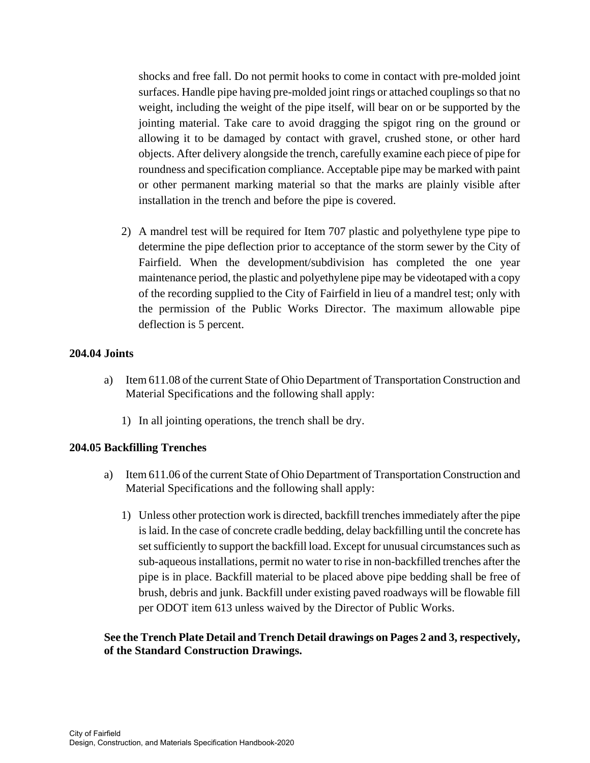shocks and free fall. Do not permit hooks to come in contact with pre-molded joint surfaces. Handle pipe having pre-molded joint rings or attached couplings so that no weight, including the weight of the pipe itself, will bear on or be supported by the jointing material. Take care to avoid dragging the spigot ring on the ground or allowing it to be damaged by contact with gravel, crushed stone, or other hard objects. After delivery alongside the trench, carefully examine each piece of pipe for roundness and specification compliance. Acceptable pipe may be marked with paint or other permanent marking material so that the marks are plainly visible after installation in the trench and before the pipe is covered.

2) A mandrel test will be required for Item 707 plastic and polyethylene type pipe to determine the pipe deflection prior to acceptance of the storm sewer by the City of Fairfield. When the development/subdivision has completed the one year maintenance period, the plastic and polyethylene pipe may be videotaped with a copy of the recording supplied to the City of Fairfield in lieu of a mandrel test; only with the permission of the Public Works Director. The maximum allowable pipe deflection is 5 percent.

**204.04 Joints**

a) Item 611.08 of the current State of Ohio Department of Transportation Construction and Material Specifications and the following shall apply:

   1) In all jointing operations, the trench shall be dry.

**204.05 Backfilling Trenches**

a) Item 611.06 of the current State of Ohio Department of Transportation Construction and Material Specifications and the following shall apply:

   1) Unless other protection work is directed, backfill trenches immediately after the pipe is laid. In the case of concrete cradle bedding, delay backfilling until the concrete has set sufficiently to support the backfill load. Except for unusual circumstances such as sub-aqueous installations, permit no water to rise in non-backfilled trenches after the pipe is in place. Backfill material to be placed above pipe bedding shall be free of brush, debris and junk. Backfill under existing paved roadways will be flowable fill per ODOT item 613 unless waived by the Director of Public Works.

**See the Trench Plate Detail and Trench Detail drawings on Pages 2 and 3, respectively, of the Standard Construction Drawings.**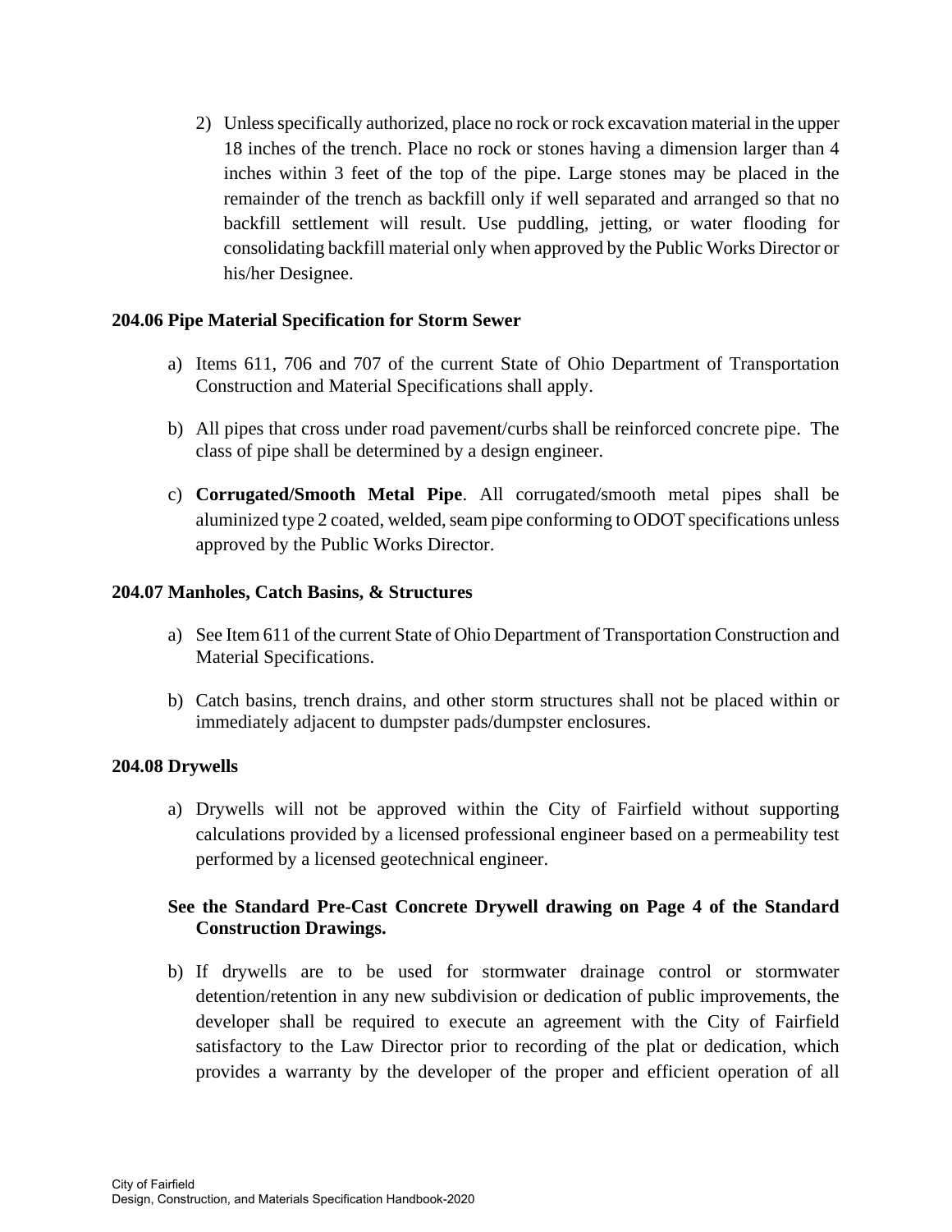2) Unless specifically authorized, place no rock or rock excavation material in the upper 18 inches of the trench. Place no rock or stones having a dimension larger than 4 inches within 3 feet of the top of the pipe. Large stones may be placed in the remainder of the trench as backfill only if well separated and arranged so that no backfill settlement will result. Use puddling, jetting, or water flooding for consolidating backfill material only when approved by the Public Works Director or his/her Designee.

**204.06 Pipe Material Specification for Storm Sewer**

a) Items 611, 706 and 707 of the current State of Ohio Department of Transportation Construction and Material Specifications shall apply.

b) All pipes that cross under road pavement/curbs shall be reinforced concrete pipe. The class of pipe shall be determined by a design engineer.

c) **Corrugated/Smooth Metal Pipe**. All corrugated/smooth metal pipes shall be aluminized type 2 coated, welded, seam pipe conforming to ODOT specifications unless approved by the Public Works Director.

**204.07 Manholes, Catch Basins, & Structures**

a) See Item 611 of the current State of Ohio Department of Transportation Construction and Material Specifications.

b) Catch basins, trench drains, and other storm structures shall not be placed within or immediately adjacent to dumpster pads/dumpster enclosures.

**204.08 Drywells**

a) Drywells will not be approved within the City of Fairfield without supporting calculations provided by a licensed professional engineer based on a permeability test performed by a licensed geotechnical engineer.

**See the Standard Pre-Cast Concrete Drywell drawing on Page 4 of the Standard Construction Drawings.**

b) If drywells are to be used for stormwater drainage control or stormwater detention/retention in any new subdivision or dedication of public improvements, the developer shall be required to execute an agreement with the City of Fairfield satisfactory to the Law Director prior to recording of the plat or dedication, which provides a warranty by the developer of the proper and efficient operation of all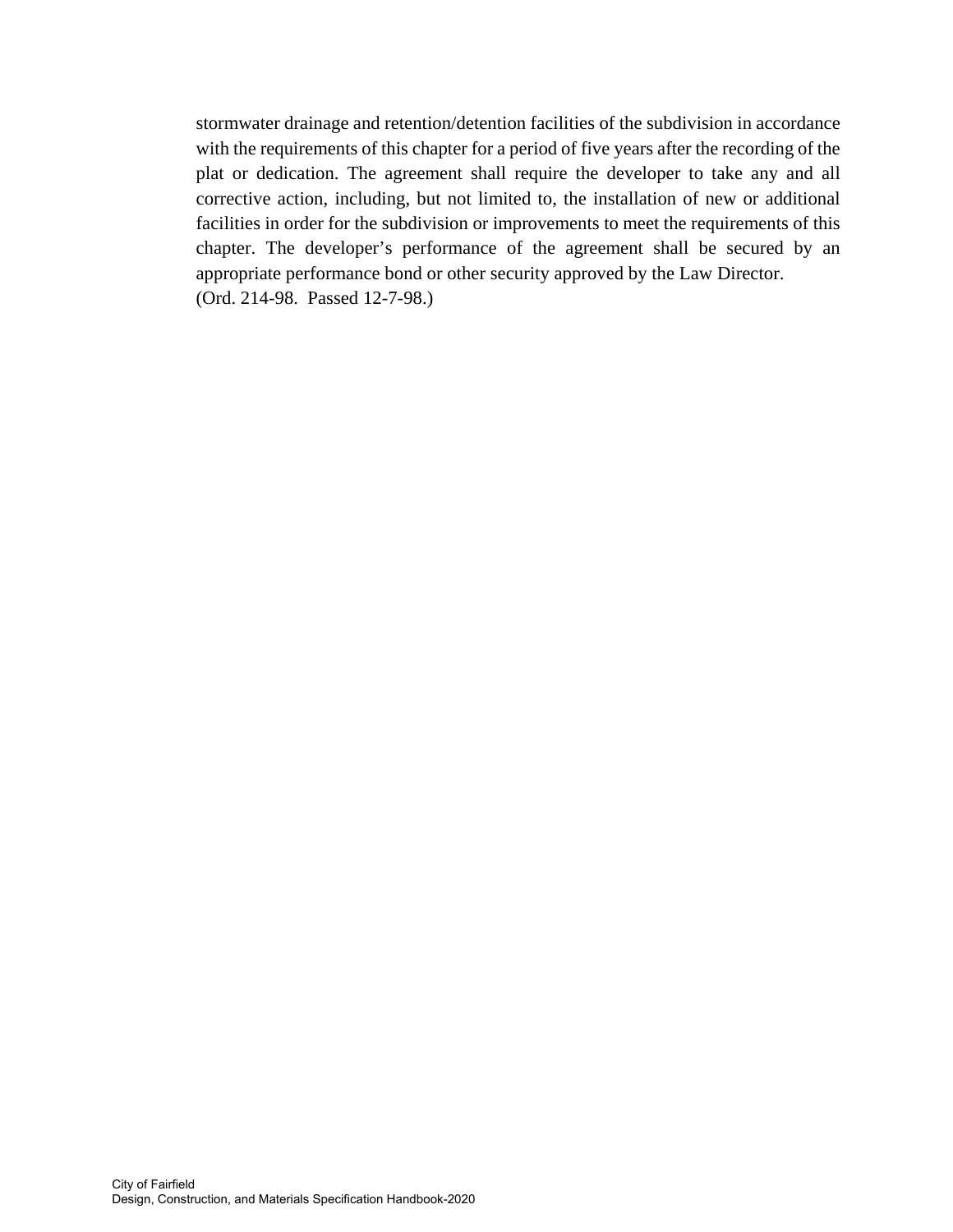stormwater drainage and retention/detention facilities of the subdivision in accordance with the requirements of this chapter for a period of five years after the recording of the plat or dedication. The agreement shall require the developer to take any and all corrective action, including, but not limited to, the installation of new or additional facilities in order for the subdivision or improvements to meet the requirements of this chapter. The developer's performance of the agreement shall be secured by an appropriate performance bond or other security approved by the Law Director.
(Ord. 214-98. Passed 12-7-98.)